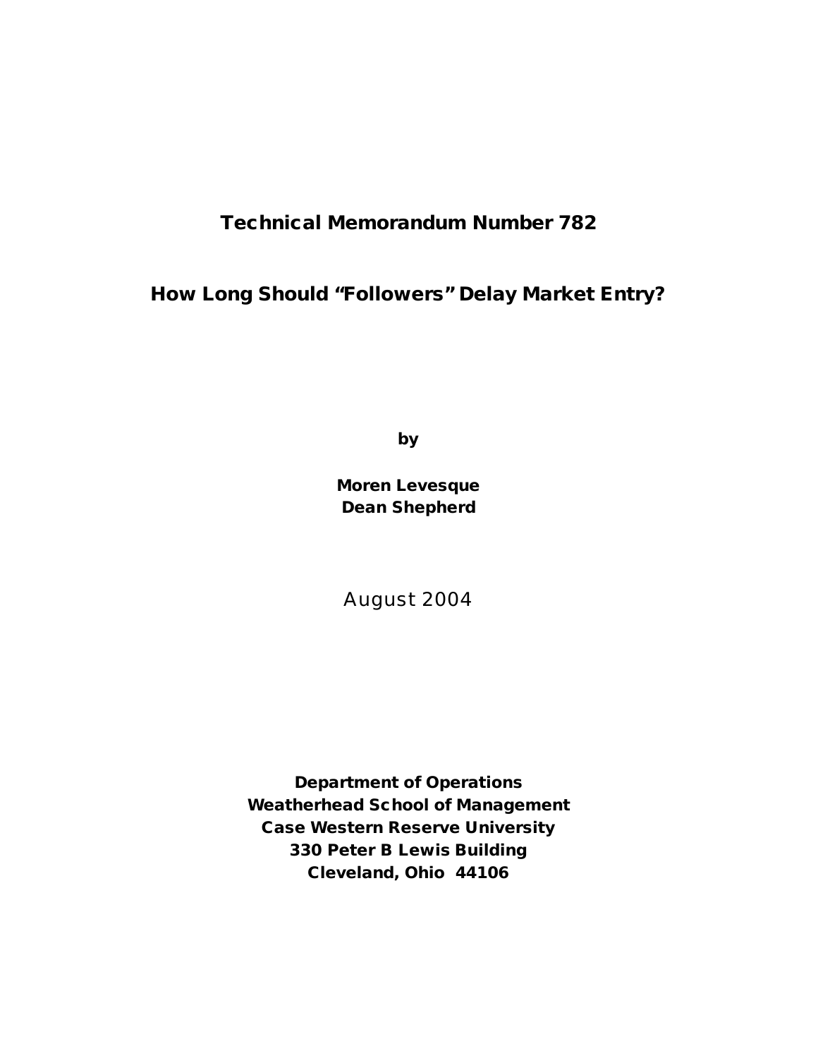# Technical Memorandum Number 782

## How Long Should "Followers" Delay Market Entry?

**by**

**Moren Levesque**
**Dean Shepherd**

August 2004

**Department of Operations**
**Weatherhead School of Management**
**Case Western Reserve University**
**330 Peter B Lewis Building**
**Cleveland, Ohio 44106**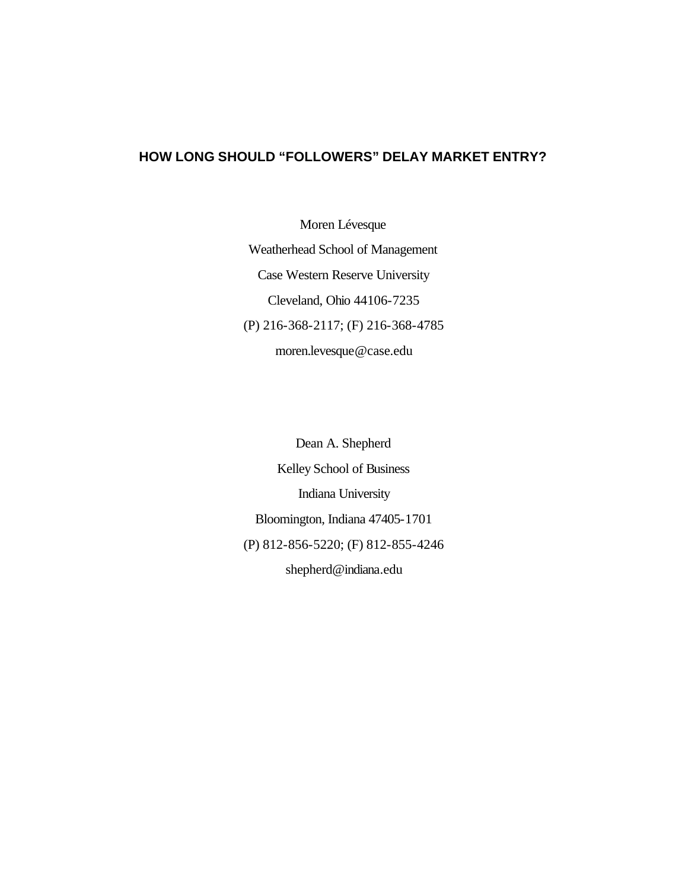# HOW LONG SHOULD "FOLLOWERS" DELAY MARKET ENTRY?

Moren Lévesque

Weatherhead School of Management

Case Western Reserve University

Cleveland, Ohio 44106-7235

(P) 216-368-2117; (F) 216-368-4785

moren.levesque@case.edu

Dean A. Shepherd

Kelley School of Business

Indiana University

Bloomington, Indiana 47405-1701

(P) 812-856-5220; (F) 812-855-4246

shepherd@indiana.edu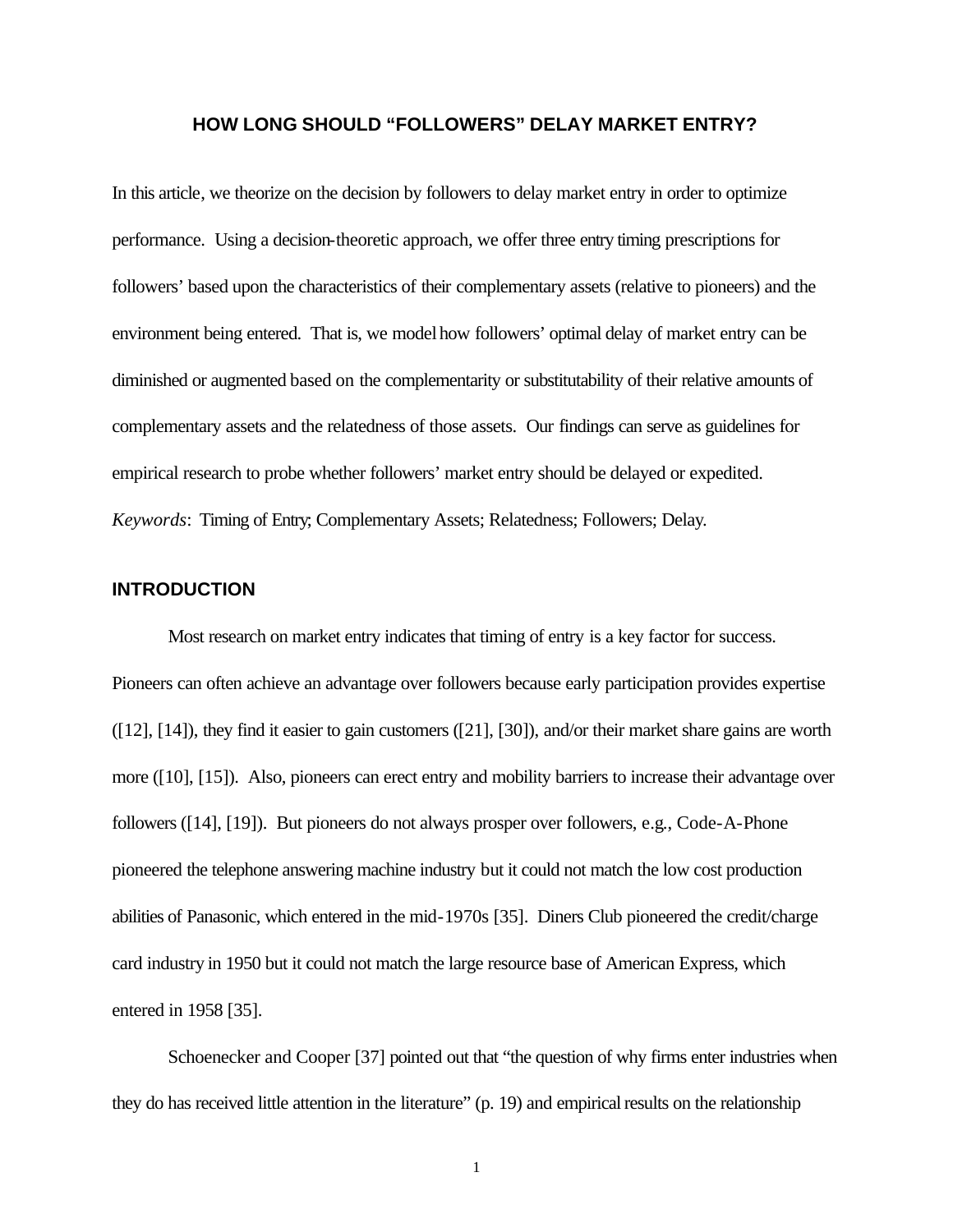# HOW LONG SHOULD "FOLLOWERS" DELAY MARKET ENTRY?

In this article, we theorize on the decision by followers to delay market entry in order to optimize performance. Using a decision-theoretic approach, we offer three entry timing prescriptions for followers' based upon the characteristics of their complementary assets (relative to pioneers) and the environment being entered. That is, we model how followers' optimal delay of market entry can be diminished or augmented based on the complementarity or substitutability of their relative amounts of complementary assets and the relatedness of those assets. Our findings can serve as guidelines for empirical research to probe whether followers' market entry should be delayed or expedited.

*Keywords*: Timing of Entry; Complementary Assets; Relatedness; Followers; Delay.

## INTRODUCTION

Most research on market entry indicates that timing of entry is a key factor for success. Pioneers can often achieve an advantage over followers because early participation provides expertise ([12], [14]), they find it easier to gain customers ([21], [30]), and/or their market share gains are worth more ([10], [15]). Also, pioneers can erect entry and mobility barriers to increase their advantage over followers ([14], [19]). But pioneers do not always prosper over followers, e.g., Code-A-Phone pioneered the telephone answering machine industry but it could not match the low cost production abilities of Panasonic, which entered in the mid-1970s [35]. Diners Club pioneered the credit/charge card industry in 1950 but it could not match the large resource base of American Express, which entered in 1958 [35].

Schoenecker and Cooper [37] pointed out that "the question of why firms enter industries when they do has received little attention in the literature" (p. 19) and empirical results on the relationship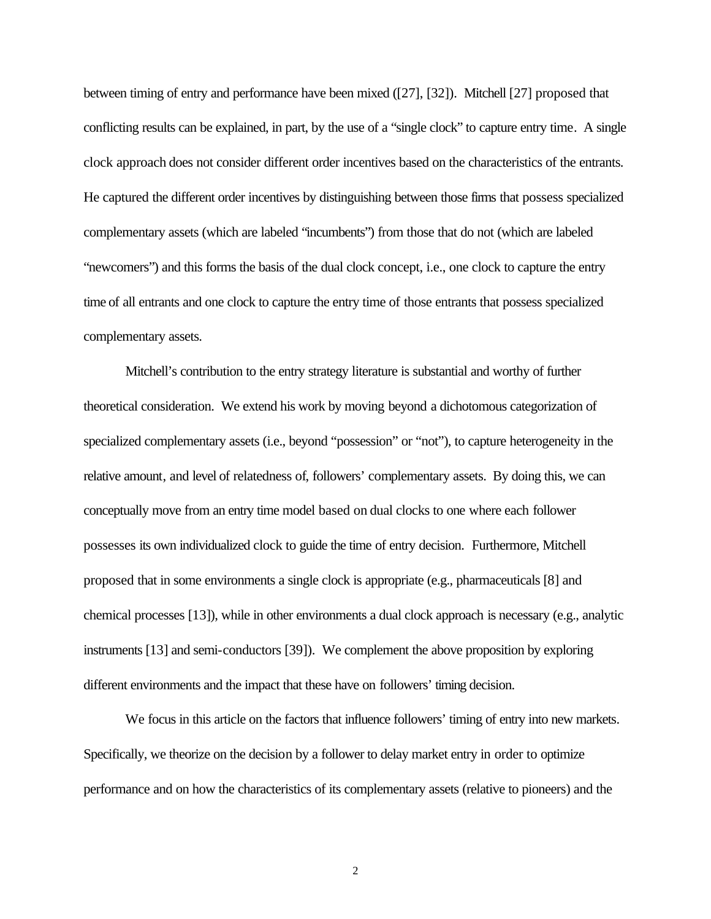between timing of entry and performance have been mixed ([27], [32]). Mitchell [27] proposed that conflicting results can be explained, in part, by the use of a "single clock" to capture entry time. A single clock approach does not consider different order incentives based on the characteristics of the entrants. He captured the different order incentives by distinguishing between those firms that possess specialized complementary assets (which are labeled "incumbents") from those that do not (which are labeled "newcomers") and this forms the basis of the dual clock concept, i.e., one clock to capture the entry time of all entrants and one clock to capture the entry time of those entrants that possess specialized complementary assets.

Mitchell's contribution to the entry strategy literature is substantial and worthy of further theoretical consideration. We extend his work by moving beyond a dichotomous categorization of specialized complementary assets (i.e., beyond "possession" or "not"), to capture heterogeneity in the relative amount, and level of relatedness of, followers' complementary assets. By doing this, we can conceptually move from an entry time model based on dual clocks to one where each follower possesses its own individualized clock to guide the time of entry decision. Furthermore, Mitchell proposed that in some environments a single clock is appropriate (e.g., pharmaceuticals [8] and chemical processes [13]), while in other environments a dual clock approach is necessary (e.g., analytic instruments [13] and semi-conductors [39]). We complement the above proposition by exploring different environments and the impact that these have on followers' timing decision.

We focus in this article on the factors that influence followers' timing of entry into new markets. Specifically, we theorize on the decision by a follower to delay market entry in order to optimize performance and on how the characteristics of its complementary assets (relative to pioneers) and the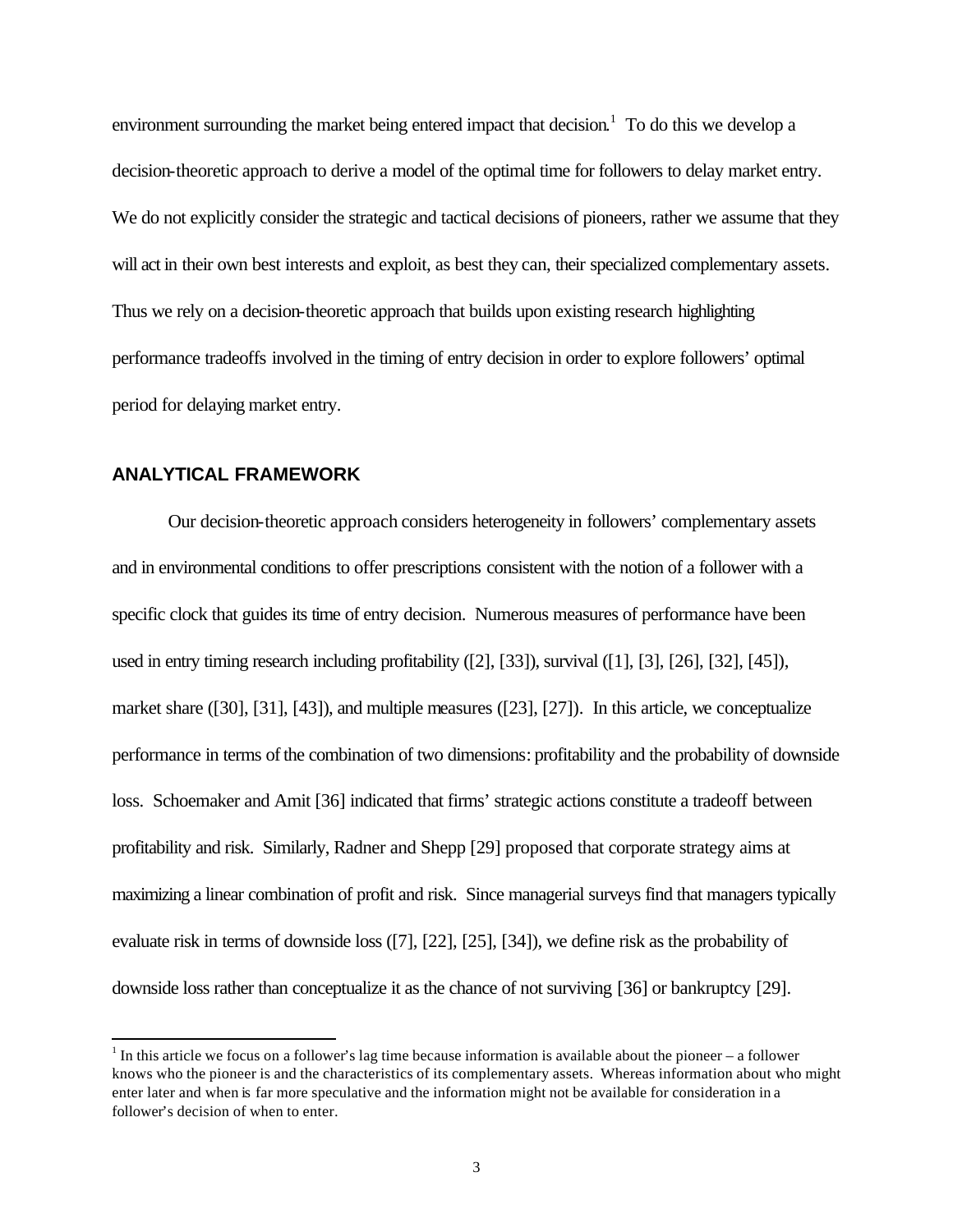environment surrounding the market being entered impact that decision.[1] To do this we develop a decision-theoretic approach to derive a model of the optimal time for followers to delay market entry. We do not explicitly consider the strategic and tactical decisions of pioneers, rather we assume that they will act in their own best interests and exploit, as best they can, their specialized complementary assets. Thus we rely on a decision-theoretic approach that builds upon existing research highlighting performance tradeoffs involved in the timing of entry decision in order to explore followers' optimal period for delaying market entry.

## ANALYTICAL FRAMEWORK

Our decision-theoretic approach considers heterogeneity in followers' complementary assets and in environmental conditions to offer prescriptions consistent with the notion of a follower with a specific clock that guides its time of entry decision. Numerous measures of performance have been used in entry timing research including profitability ([2], [33]), survival ([1], [3], [26], [32], [45]), market share ([30], [31], [43]), and multiple measures ([23], [27]). In this article, we conceptualize performance in terms of the combination of two dimensions: profitability and the probability of downside loss. Schoemaker and Amit [36] indicated that firms' strategic actions constitute a tradeoff between profitability and risk. Similarly, Radner and Shepp [29] proposed that corporate strategy aims at maximizing a linear combination of profit and risk. Since managerial surveys find that managers typically evaluate risk in terms of downside loss ([7], [22], [25], [34]), we define risk as the probability of downside loss rather than conceptualize it as the chance of not surviving [36] or bankruptcy [29].

[1] In this article we focus on a follower's lag time because information is available about the pioneer – a follower knows who the pioneer is and the characteristics of its complementary assets. Whereas information about who might enter later and when is far more speculative and the information might not be available for consideration in a follower's decision of when to enter.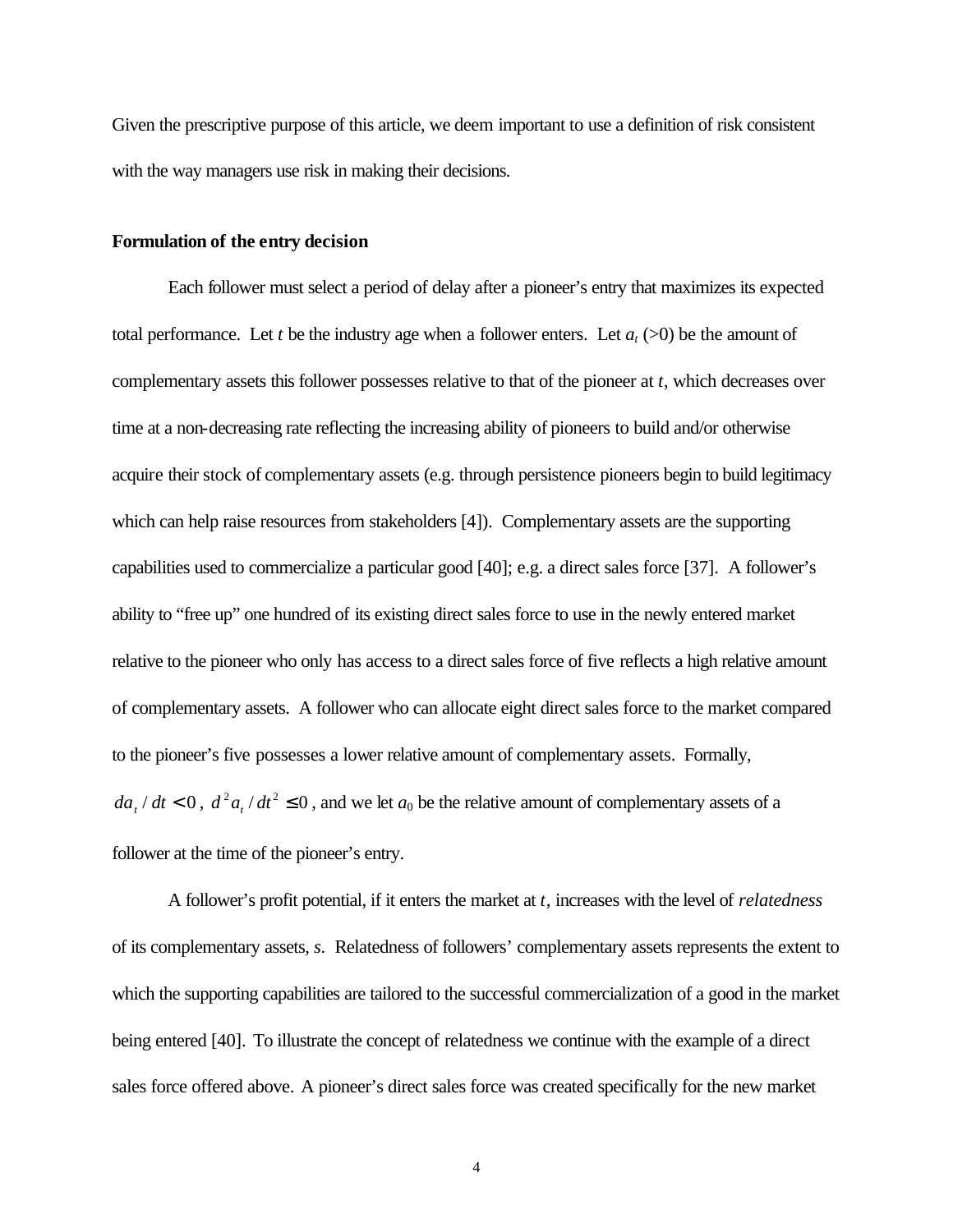Given the prescriptive purpose of this article, we deem important to use a definition of risk consistent with the way managers use risk in making their decisions.

**Formulation of the entry decision**

Each follower must select a period of delay after a pioneer's entry that maximizes its expected total performance. Let $t$ be the industry age when a follower enters. Let $a_t$ (>0) be the amount of complementary assets this follower possesses relative to that of the pioneer at $t$, which decreases over time at a non-decreasing rate reflecting the increasing ability of pioneers to build and/or otherwise acquire their stock of complementary assets (e.g. through persistence pioneers begin to build legitimacy which can help raise resources from stakeholders [4]). Complementary assets are the supporting capabilities used to commercialize a particular good [40]; e.g. a direct sales force [37]. A follower's ability to "free up" one hundred of its existing direct sales force to use in the newly entered market relative to the pioneer who only has access to a direct sales force of five reflects a high relative amount of complementary assets. A follower who can allocate eight direct sales force to the market compared to the pioneer's five possesses a lower relative amount of complementary assets. Formally, $da_t / dt < 0$, $d^2 a_t / dt^2 \leq 0$, and we let $a_0$ be the relative amount of complementary assets of a follower at the time of the pioneer's entry.

A follower's profit potential, if it enters the market at $t$, increases with the level of *relatedness* of its complementary assets, $s$. Relatedness of followers' complementary assets represents the extent to which the supporting capabilities are tailored to the successful commercialization of a good in the market being entered [40]. To illustrate the concept of relatedness we continue with the example of a direct sales force offered above. A pioneer's direct sales force was created specifically for the new market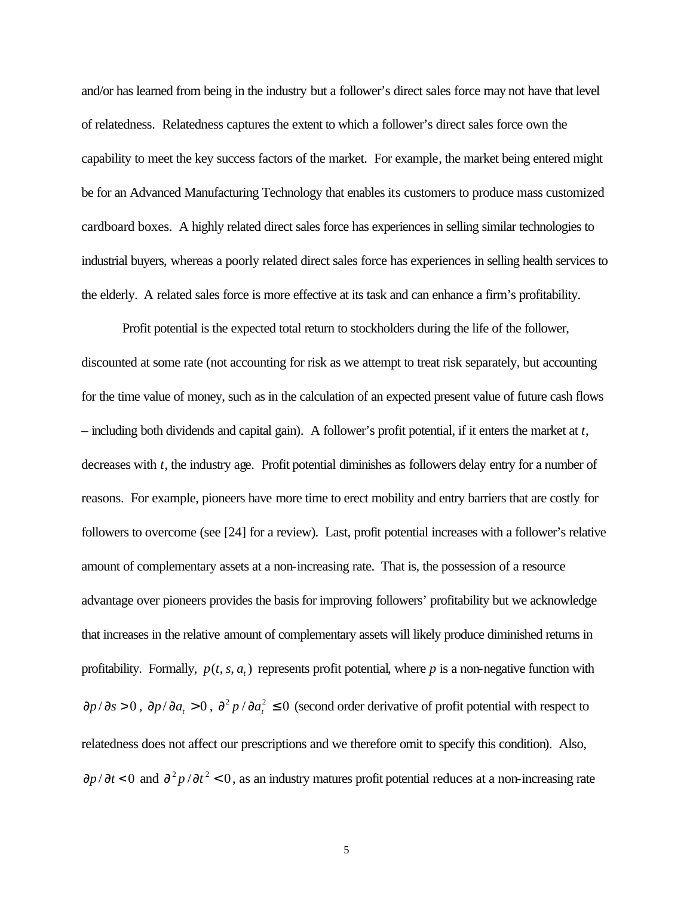and/or has learned from being in the industry but a follower's direct sales force may not have that level of relatedness. Relatedness captures the extent to which a follower's direct sales force own the capability to meet the key success factors of the market. For example, the market being entered might be for an Advanced Manufacturing Technology that enables its customers to produce mass customized cardboard boxes. A highly related direct sales force has experiences in selling similar technologies to industrial buyers, whereas a poorly related direct sales force has experiences in selling health services to the elderly. A related sales force is more effective at its task and can enhance a firm's profitability.

Profit potential is the expected total return to stockholders during the life of the follower, discounted at some rate (not accounting for risk as we attempt to treat risk separately, but accounting for the time value of money, such as in the calculation of an expected present value of future cash flows – including both dividends and capital gain). A follower's profit potential, if it enters the market at $t$, decreases with $t$, the industry age. Profit potential diminishes as followers delay entry for a number of reasons. For example, pioneers have more time to erect mobility and entry barriers that are costly for followers to overcome (see [24] for a review). Last, profit potential increases with a follower's relative amount of complementary assets at a non-increasing rate. That is, the possession of a resource advantage over pioneers provides the basis for improving followers' profitability but we acknowledge that increases in the relative amount of complementary assets will likely produce diminished returns in profitability. Formally, $p(t, s, a_t)$ represents profit potential, where $p$ is a non-negative function with $\partial p / \partial s > 0$, $\partial p / \partial a_t > 0$, $\partial^2 p / \partial a_t^2 \leq 0$ (second order derivative of profit potential with respect to relatedness does not affect our prescriptions and we therefore omit to specify this condition). Also, $\partial p / \partial t < 0$ and $\partial^2 p / \partial t^2 < 0$, as an industry matures profit potential reduces at a non-increasing rate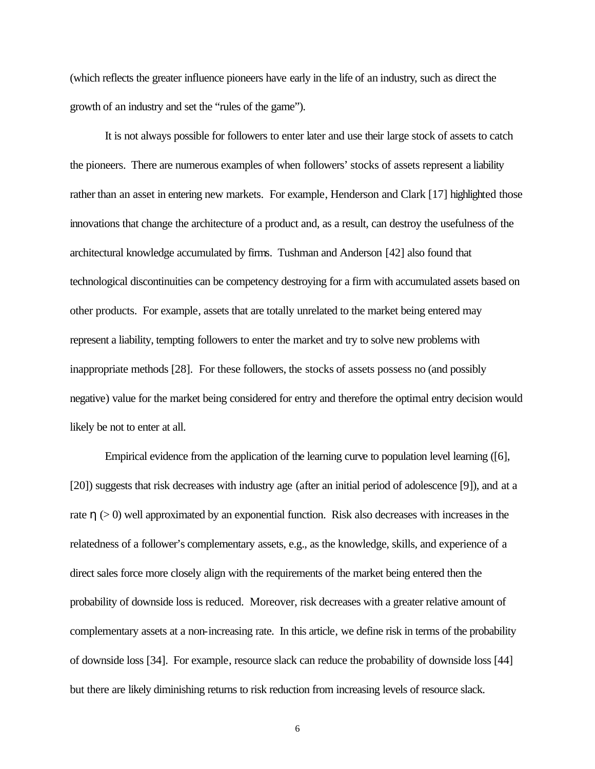(which reflects the greater influence pioneers have early in the life of an industry, such as direct the growth of an industry and set the "rules of the game").

It is not always possible for followers to enter later and use their large stock of assets to catch the pioneers. There are numerous examples of when followers' stocks of assets represent a liability rather than an asset in entering new markets. For example, Henderson and Clark [17] highlighted those innovations that change the architecture of a product and, as a result, can destroy the usefulness of the architectural knowledge accumulated by firms. Tushman and Anderson [42] also found that technological discontinuities can be competency destroying for a firm with accumulated assets based on other products. For example, assets that are totally unrelated to the market being entered may represent a liability, tempting followers to enter the market and try to solve new problems with inappropriate methods [28]. For these followers, the stocks of assets possess no (and possibly negative) value for the market being considered for entry and therefore the optimal entry decision would likely be not to enter at all.

Empirical evidence from the application of the learning curve to population level learning ([6], [20]) suggests that risk decreases with industry age (after an initial period of adolescence [9]), and at a rate $\eta$ ($> 0$) well approximated by an exponential function. Risk also decreases with increases in the relatedness of a follower's complementary assets, e.g., as the knowledge, skills, and experience of a direct sales force more closely align with the requirements of the market being entered then the probability of downside loss is reduced. Moreover, risk decreases with a greater relative amount of complementary assets at a non-increasing rate. In this article, we define risk in terms of the probability of downside loss [34]. For example, resource slack can reduce the probability of downside loss [44] but there are likely diminishing returns to risk reduction from increasing levels of resource slack.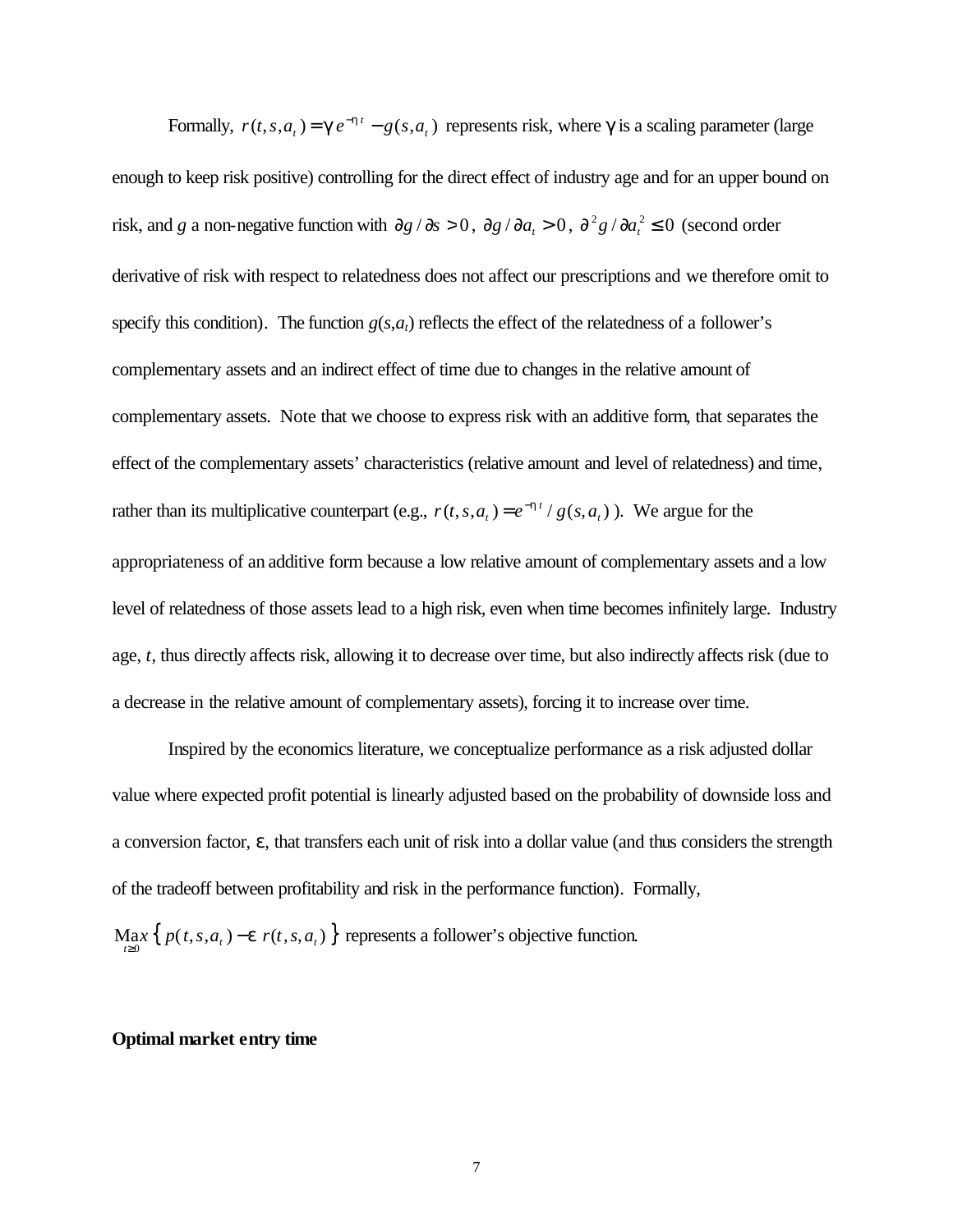Formally, $r(t,s,a_t) = \gamma e^{-\eta t} - g(s,a_t)$ represents risk, where $\gamma$ is a scaling parameter (large enough to keep risk positive) controlling for the direct effect of industry age and for an upper bound on risk, and $g$ a non-negative function with $\partial g / \partial s > 0$, $\partial g / \partial a_t > 0$, $\partial^2 g / \partial a_t^2 \leq 0$ (second order derivative of risk with respect to relatedness does not affect our prescriptions and we therefore omit to specify this condition). The function $g(s,a_t)$ reflects the effect of the relatedness of a follower's complementary assets and an indirect effect of time due to changes in the relative amount of complementary assets. Note that we choose to express risk with an additive form, that separates the effect of the complementary assets' characteristics (relative amount and level of relatedness) and time, rather than its multiplicative counterpart (e.g., $r(t,s,a_t) = e^{-\eta t} / g(s,a_t)$). We argue for the appropriateness of an additive form because a low relative amount of complementary assets and a low level of relatedness of those assets lead to a high risk, even when time becomes infinitely large. Industry age, $t$, thus directly affects risk, allowing it to decrease over time, but also indirectly affects risk (due to a decrease in the relative amount of complementary assets), forcing it to increase over time.

Inspired by the economics literature, we conceptualize performance as a risk adjusted dollar value where expected profit potential is linearly adjusted based on the probability of downside loss and a conversion factor, $\varepsilon$, that transfers each unit of risk into a dollar value (and thus considers the strength of the tradeoff between profitability and risk in the performance function). Formally, $\underset{t \geq 0}{\text{Max}} \left\{ p(t,s,a_t) - \varepsilon\, r(t,s,a_t) \right\}$ represents a follower's objective function.

**Optimal market entry time**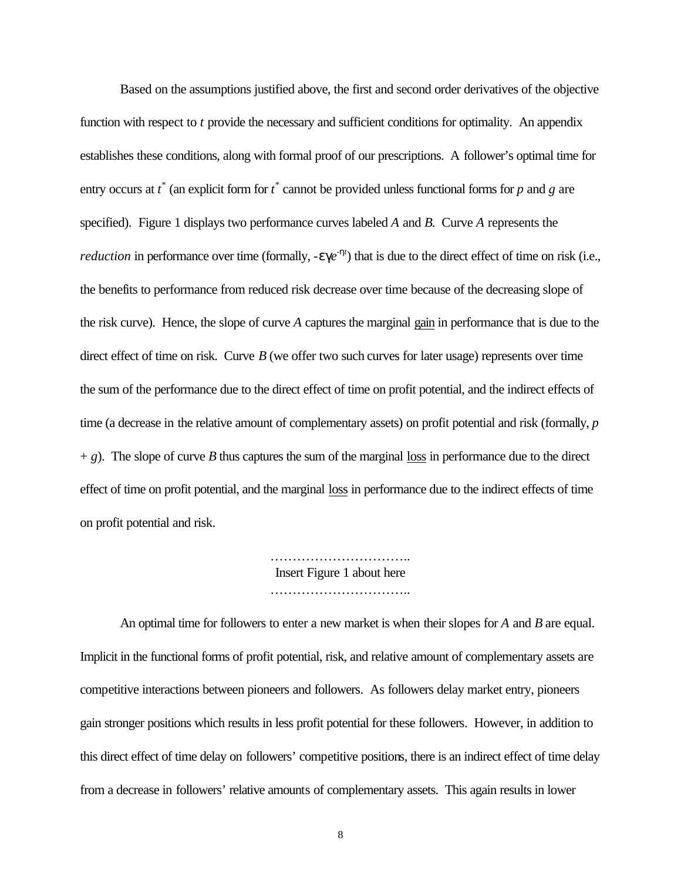Based on the assumptions justified above, the first and second order derivatives of the objective function with respect to $t$ provide the necessary and sufficient conditions for optimality. An appendix establishes these conditions, along with formal proof of our prescriptions. A follower's optimal time for entry occurs at $t^*$ (an explicit form for $t^*$ cannot be provided unless functional forms for $p$ and $g$ are specified). Figure 1 displays two performance curves labeled $A$ and $B$. Curve $A$ represents the *reduction* in performance over time (formally, $-\varepsilon\gamma e^{-\eta t}$) that is due to the direct effect of time on risk (i.e., the benefits to performance from reduced risk decrease over time because of the decreasing slope of the risk curve). Hence, the slope of curve $A$ captures the marginal gain in performance that is due to the direct effect of time on risk. Curve $B$ (we offer two such curves for later usage) represents over time the sum of the performance due to the direct effect of time on profit potential, and the indirect effects of time (a decrease in the relative amount of complementary assets) on profit potential and risk (formally, $p + g$). The slope of curve $B$ thus captures the sum of the marginal loss in performance due to the direct effect of time on profit potential, and the marginal loss in performance due to the indirect effects of time on profit potential and risk.

…………………………..
Insert Figure 1 about here
…………………………..

An optimal time for followers to enter a new market is when their slopes for $A$ and $B$ are equal. Implicit in the functional forms of profit potential, risk, and relative amount of complementary assets are competitive interactions between pioneers and followers. As followers delay market entry, pioneers gain stronger positions which results in less profit potential for these followers. However, in addition to this direct effect of time delay on followers' competitive positions, there is an indirect effect of time delay from a decrease in followers' relative amounts of complementary assets. This again results in lower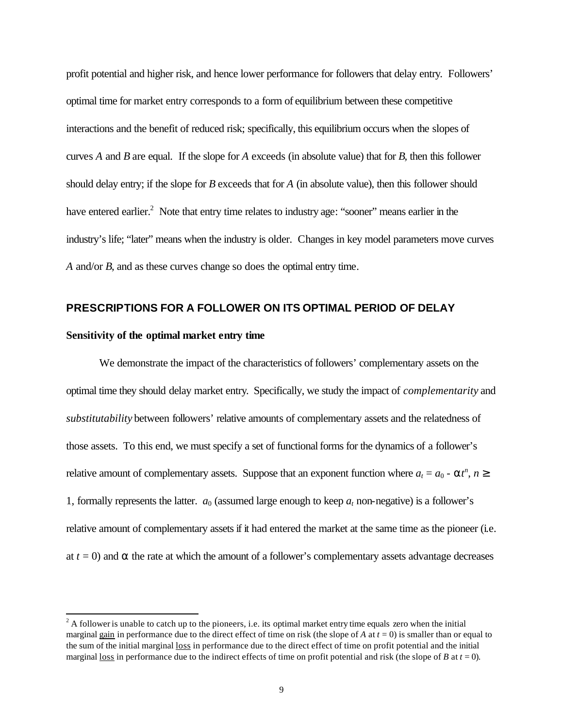profit potential and higher risk, and hence lower performance for followers that delay entry. Followers' optimal time for market entry corresponds to a form of equilibrium between these competitive interactions and the benefit of reduced risk; specifically, this equilibrium occurs when the slopes of curves *A* and *B* are equal. If the slope for *A* exceeds (in absolute value) that for *B*, then this follower should delay entry; if the slope for *B* exceeds that for *A* (in absolute value), then this follower should have entered earlier.[2] Note that entry time relates to industry age: "sooner" means earlier in the industry's life; "later" means when the industry is older. Changes in key model parameters move curves *A* and/or *B*, and as these curves change so does the optimal entry time.

## PRESCRIPTIONS FOR A FOLLOWER ON ITS OPTIMAL PERIOD OF DELAY

### Sensitivity of the optimal market entry time

We demonstrate the impact of the characteristics of followers' complementary assets on the optimal time they should delay market entry. Specifically, we study the impact of *complementarity* and *substitutability* between followers' relative amounts of complementary assets and the relatedness of those assets. To this end, we must specify a set of functional forms for the dynamics of a follower's relative amount of complementary assets. Suppose that an exponent function where $a_t = a_0 - \alpha t^n$, $n \geq 1$, formally represents the latter. $a_0$ (assumed large enough to keep $a_t$ non-negative) is a follower's relative amount of complementary assets if it had entered the market at the same time as the pioneer (i.e. at $t = 0$) and $\alpha$ the rate at which the amount of a follower's complementary assets advantage decreases

---

[2] A follower is unable to catch up to the pioneers, i.e. its optimal market entry time equals zero when the initial marginal gain in performance due to the direct effect of time on risk (the slope of *A* at $t = 0$) is smaller than or equal to the sum of the initial marginal loss in performance due to the direct effect of time on profit potential and the initial marginal loss in performance due to the indirect effects of time on profit potential and risk (the slope of *B* at $t = 0$).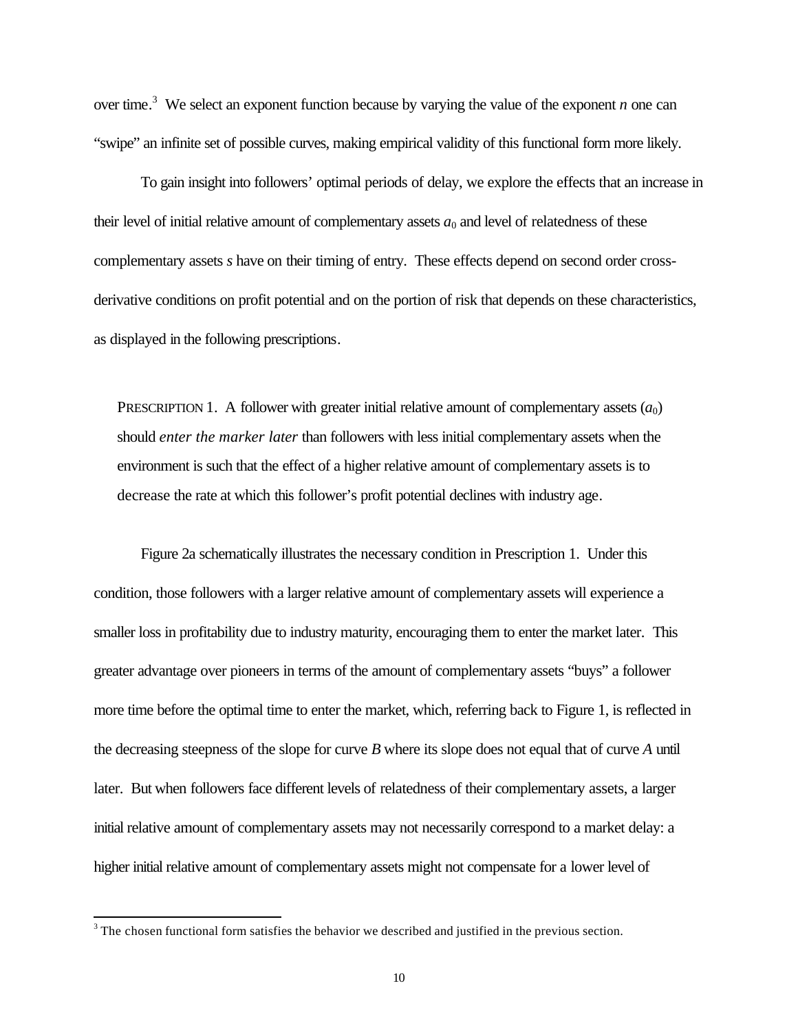over time.[3] We select an exponent function because by varying the value of the exponent $n$ one can "swipe" an infinite set of possible curves, making empirical validity of this functional form more likely.

To gain insight into followers' optimal periods of delay, we explore the effects that an increase in their level of initial relative amount of complementary assets $a_0$ and level of relatedness of these complementary assets $s$ have on their timing of entry. These effects depend on second order cross-derivative conditions on profit potential and on the portion of risk that depends on these characteristics, as displayed in the following prescriptions.

PRESCRIPTION 1. A follower with greater initial relative amount of complementary assets ($a_0$) should *enter the marker later* than followers with less initial complementary assets when the environment is such that the effect of a higher relative amount of complementary assets is to decrease the rate at which this follower's profit potential declines with industry age.

Figure 2a schematically illustrates the necessary condition in Prescription 1. Under this condition, those followers with a larger relative amount of complementary assets will experience a smaller loss in profitability due to industry maturity, encouraging them to enter the market later. This greater advantage over pioneers in terms of the amount of complementary assets "buys" a follower more time before the optimal time to enter the market, which, referring back to Figure 1, is reflected in the decreasing steepness of the slope for curve *B* where its slope does not equal that of curve *A* until later. But when followers face different levels of relatedness of their complementary assets, a larger initial relative amount of complementary assets may not necessarily correspond to a market delay: a higher initial relative amount of complementary assets might not compensate for a lower level of

[3] The chosen functional form satisfies the behavior we described and justified in the previous section.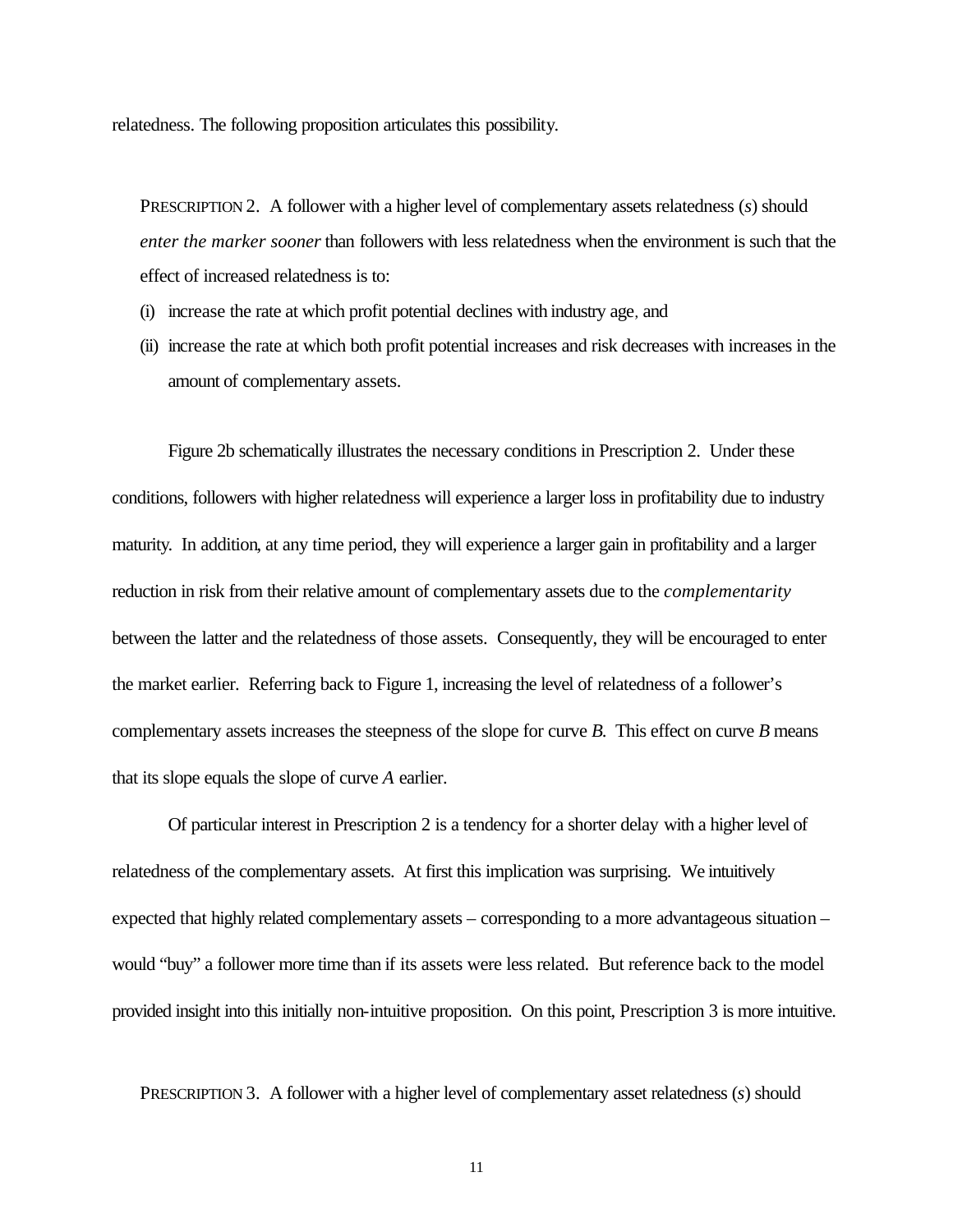relatedness. The following proposition articulates this possibility.

PRESCRIPTION 2. A follower with a higher level of complementary assets relatedness ($s$) should *enter the marker sooner* than followers with less relatedness when the environment is such that the effect of increased relatedness is to:

(i) increase the rate at which profit potential declines with industry age, and

(ii) increase the rate at which both profit potential increases and risk decreases with increases in the amount of complementary assets.

Figure 2b schematically illustrates the necessary conditions in Prescription 2. Under these conditions, followers with higher relatedness will experience a larger loss in profitability due to industry maturity. In addition, at any time period, they will experience a larger gain in profitability and a larger reduction in risk from their relative amount of complementary assets due to the *complementarity* between the latter and the relatedness of those assets. Consequently, they will be encouraged to enter the market earlier. Referring back to Figure 1, increasing the level of relatedness of a follower's complementary assets increases the steepness of the slope for curve *B*. This effect on curve *B* means that its slope equals the slope of curve *A* earlier.

Of particular interest in Prescription 2 is a tendency for a shorter delay with a higher level of relatedness of the complementary assets. At first this implication was surprising. We intuitively expected that highly related complementary assets – corresponding to a more advantageous situation – would "buy" a follower more time than if its assets were less related. But reference back to the model provided insight into this initially non-intuitive proposition. On this point, Prescription 3 is more intuitive.

PRESCRIPTION 3. A follower with a higher level of complementary asset relatedness ($s$) should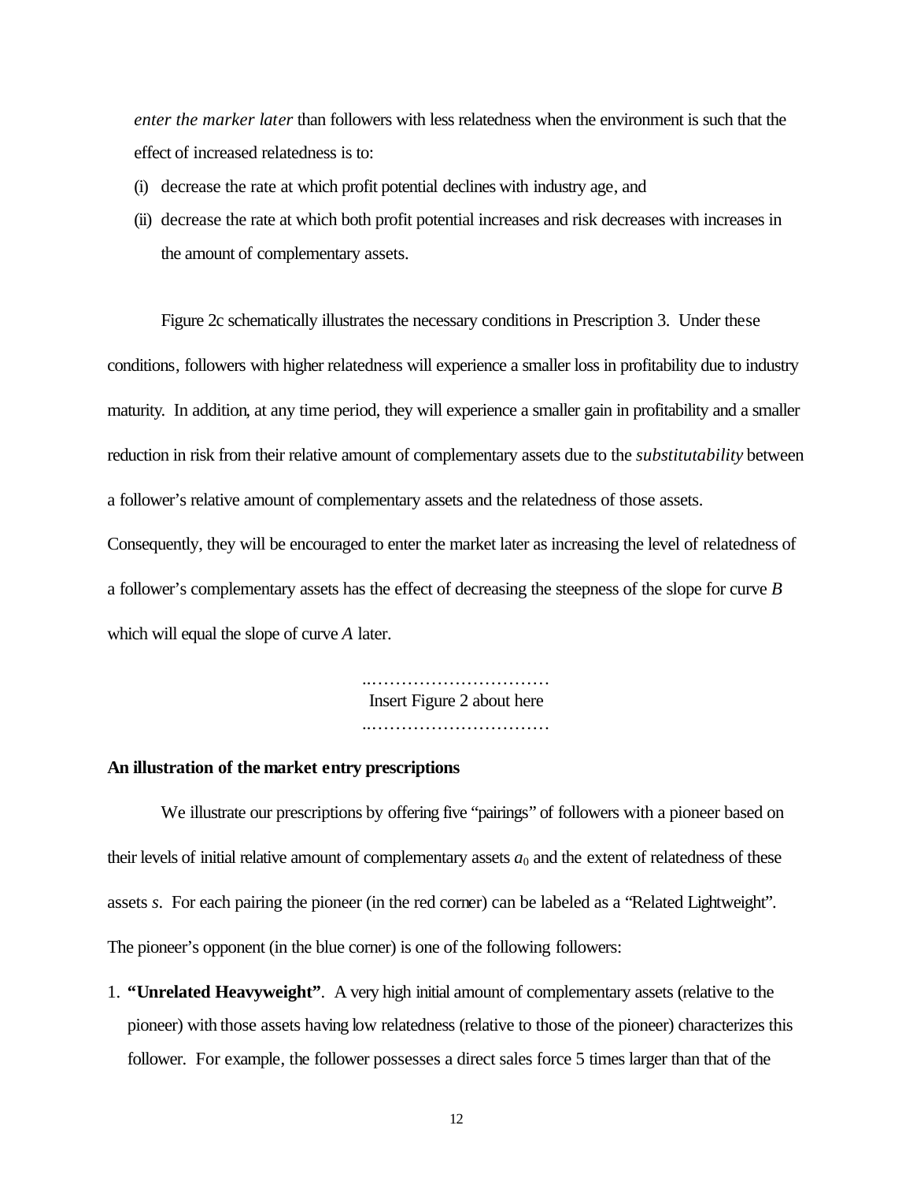*enter the marker later* than followers with less relatedness when the environment is such that the effect of increased relatedness is to:

(i) decrease the rate at which profit potential declines with industry age, and

(ii) decrease the rate at which both profit potential increases and risk decreases with increases in the amount of complementary assets.

Figure 2c schematically illustrates the necessary conditions in Prescription 3. Under these conditions, followers with higher relatedness will experience a smaller loss in profitability due to industry maturity. In addition, at any time period, they will experience a smaller gain in profitability and a smaller reduction in risk from their relative amount of complementary assets due to the *substitutability* between a follower's relative amount of complementary assets and the relatedness of those assets. Consequently, they will be encouraged to enter the market later as increasing the level of relatedness of a follower's complementary assets has the effect of decreasing the steepness of the slope for curve *B* which will equal the slope of curve *A* later.

..............................
Insert Figure 2 about here
..............................

**An illustration of the market entry prescriptions**

We illustrate our prescriptions by offering five "pairings" of followers with a pioneer based on their levels of initial relative amount of complementary assets $a_0$ and the extent of relatedness of these assets $s$. For each pairing the pioneer (in the red corner) can be labeled as a "Related Lightweight". The pioneer's opponent (in the blue corner) is one of the following followers:

1. **"Unrelated Heavyweight"**. A very high initial amount of complementary assets (relative to the pioneer) with those assets having low relatedness (relative to those of the pioneer) characterizes this follower. For example, the follower possesses a direct sales force 5 times larger than that of the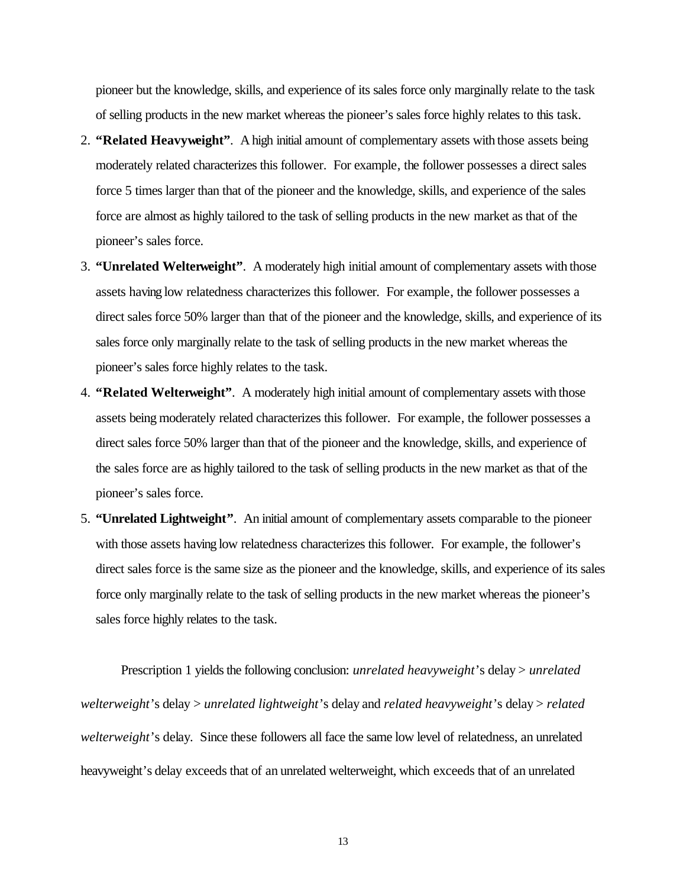pioneer but the knowledge, skills, and experience of its sales force only marginally relate to the task of selling products in the new market whereas the pioneer's sales force highly relates to this task.

2. **"Related Heavyweight"**. A high initial amount of complementary assets with those assets being moderately related characterizes this follower. For example, the follower possesses a direct sales force 5 times larger than that of the pioneer and the knowledge, skills, and experience of the sales force are almost as highly tailored to the task of selling products in the new market as that of the pioneer's sales force.
3. **"Unrelated Welterweight"**. A moderately high initial amount of complementary assets with those assets having low relatedness characterizes this follower. For example, the follower possesses a direct sales force 50% larger than that of the pioneer and the knowledge, skills, and experience of its sales force only marginally relate to the task of selling products in the new market whereas the pioneer's sales force highly relates to the task.
4. **"Related Welterweight"**. A moderately high initial amount of complementary assets with those assets being moderately related characterizes this follower. For example, the follower possesses a direct sales force 50% larger than that of the pioneer and the knowledge, skills, and experience of the sales force are as highly tailored to the task of selling products in the new market as that of the pioneer's sales force.
5. **"Unrelated Lightweight"**. An initial amount of complementary assets comparable to the pioneer with those assets having low relatedness characterizes this follower. For example, the follower's direct sales force is the same size as the pioneer and the knowledge, skills, and experience of its sales force only marginally relate to the task of selling products in the new market whereas the pioneer's sales force highly relates to the task.

Prescription 1 yields the following conclusion: *unrelated heavyweight*'s delay > *unrelated welterweight*'s delay > *unrelated lightweight*'s delay and *related heavyweight*'s delay > *related welterweight*'s delay. Since these followers all face the same low level of relatedness, an unrelated heavyweight's delay exceeds that of an unrelated welterweight, which exceeds that of an unrelated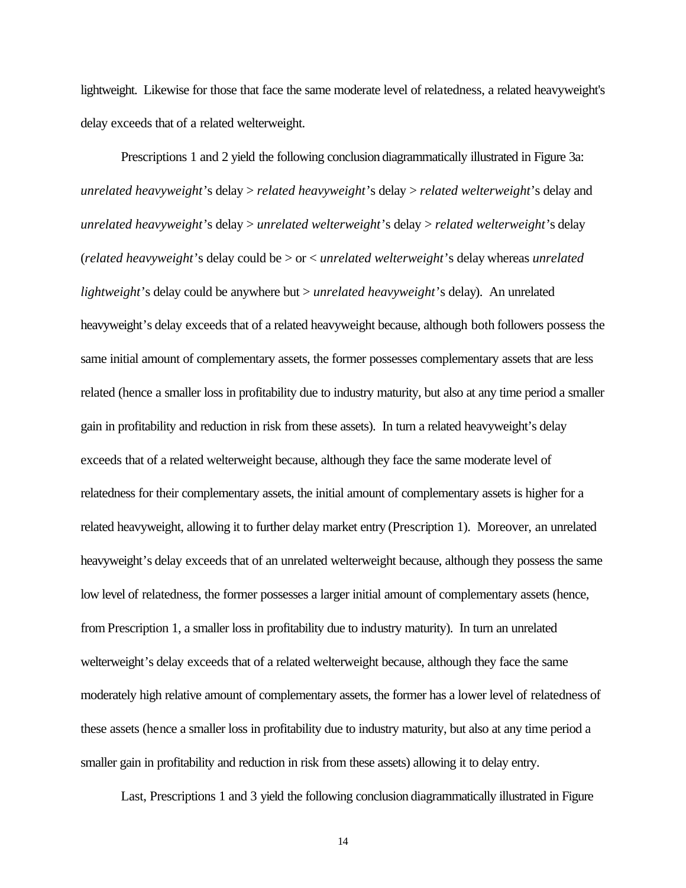lightweight. Likewise for those that face the same moderate level of relatedness, a related heavyweight's delay exceeds that of a related welterweight.

Prescriptions 1 and 2 yield the following conclusion diagrammatically illustrated in Figure 3a: *unrelated heavyweight*'s delay > *related heavyweight*'s delay > *related welterweight*'s delay and *unrelated heavyweight*'s delay > *unrelated welterweight*'s delay > *related welterweight*'s delay (*related heavyweight*'s delay could be > or < *unrelated welterweight*'s delay whereas *unrelated lightweight*'s delay could be anywhere but > *unrelated heavyweight*'s delay). An unrelated heavyweight's delay exceeds that of a related heavyweight because, although both followers possess the same initial amount of complementary assets, the former possesses complementary assets that are less related (hence a smaller loss in profitability due to industry maturity, but also at any time period a smaller gain in profitability and reduction in risk from these assets). In turn a related heavyweight's delay exceeds that of a related welterweight because, although they face the same moderate level of relatedness for their complementary assets, the initial amount of complementary assets is higher for a related heavyweight, allowing it to further delay market entry (Prescription 1). Moreover, an unrelated heavyweight's delay exceeds that of an unrelated welterweight because, although they possess the same low level of relatedness, the former possesses a larger initial amount of complementary assets (hence, from Prescription 1, a smaller loss in profitability due to industry maturity). In turn an unrelated welterweight's delay exceeds that of a related welterweight because, although they face the same moderately high relative amount of complementary assets, the former has a lower level of relatedness of these assets (hence a smaller loss in profitability due to industry maturity, but also at any time period a smaller gain in profitability and reduction in risk from these assets) allowing it to delay entry.

Last, Prescriptions 1 and 3 yield the following conclusion diagrammatically illustrated in Figure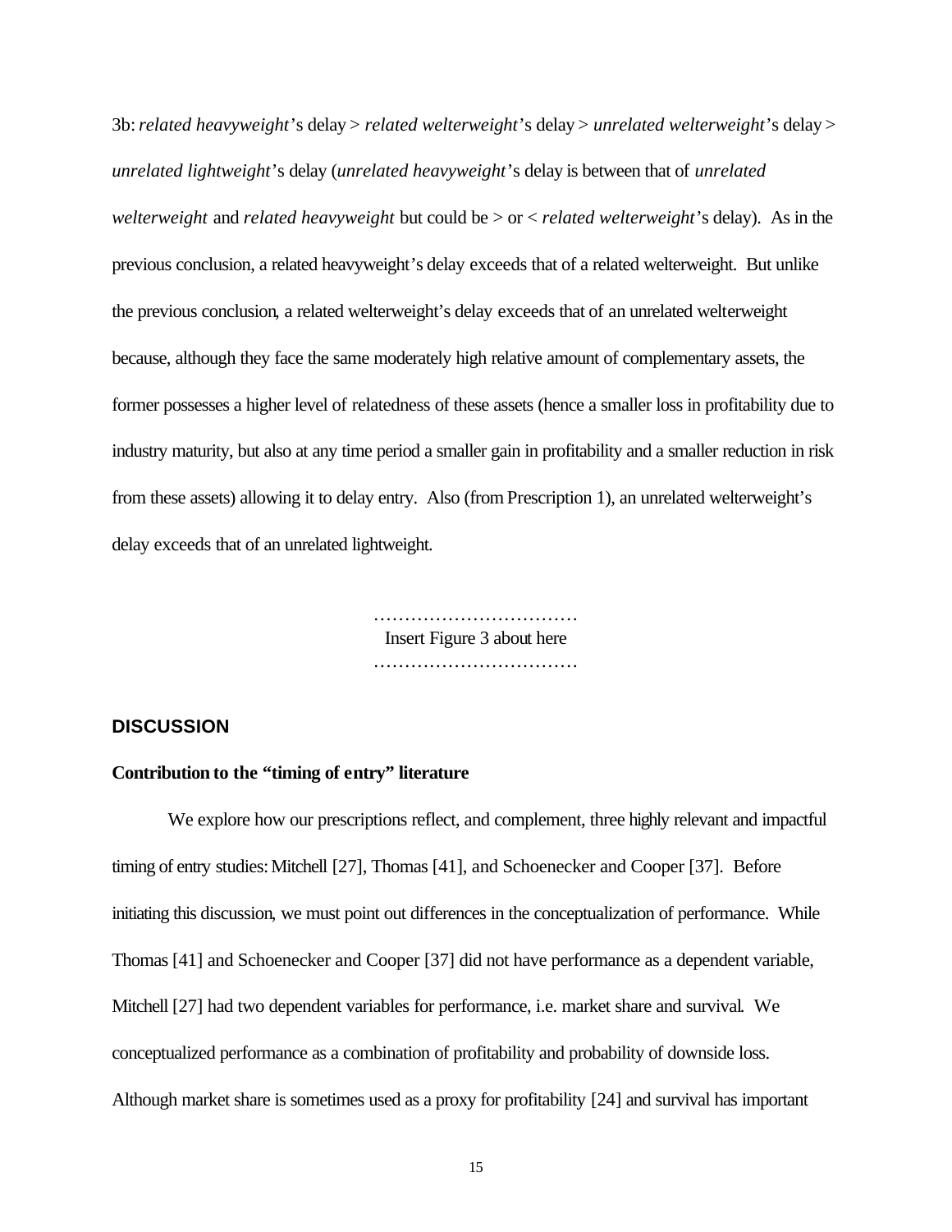3b: *related heavyweight*'s delay > *related welterweight*'s delay > *unrelated welterweight*'s delay > *unrelated lightweight*'s delay (*unrelated heavyweight*'s delay is between that of *unrelated welterweight* and *related heavyweight* but could be > or < *related welterweight*'s delay). As in the previous conclusion, a related heavyweight's delay exceeds that of a related welterweight. But unlike the previous conclusion, a related welterweight's delay exceeds that of an unrelated welterweight because, although they face the same moderately high relative amount of complementary assets, the former possesses a higher level of relatedness of these assets (hence a smaller loss in profitability due to industry maturity, but also at any time period a smaller gain in profitability and a smaller reduction in risk from these assets) allowing it to delay entry. Also (from Prescription 1), an unrelated welterweight's delay exceeds that of an unrelated lightweight.

……………………………
Insert Figure 3 about here
……………………………

## DISCUSSION

### Contribution to the "timing of entry" literature

We explore how our prescriptions reflect, and complement, three highly relevant and impactful timing of entry studies: Mitchell [27], Thomas [41], and Schoenecker and Cooper [37]. Before initiating this discussion, we must point out differences in the conceptualization of performance. While Thomas [41] and Schoenecker and Cooper [37] did not have performance as a dependent variable, Mitchell [27] had two dependent variables for performance, i.e. market share and survival. We conceptualized performance as a combination of profitability and probability of downside loss. Although market share is sometimes used as a proxy for profitability [24] and survival has important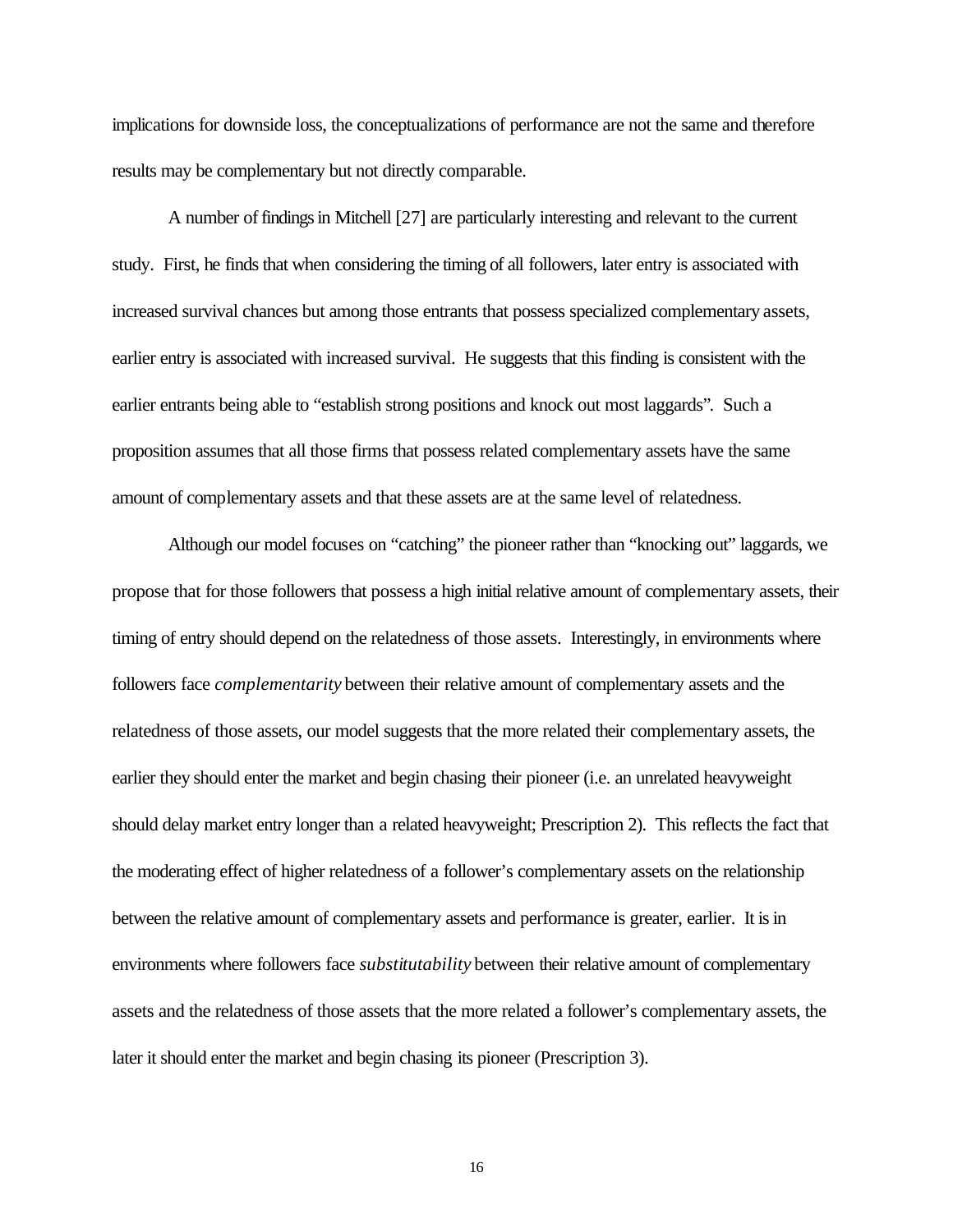implications for downside loss, the conceptualizations of performance are not the same and therefore results may be complementary but not directly comparable.

A number of findings in Mitchell [27] are particularly interesting and relevant to the current study. First, he finds that when considering the timing of all followers, later entry is associated with increased survival chances but among those entrants that possess specialized complementary assets, earlier entry is associated with increased survival. He suggests that this finding is consistent with the earlier entrants being able to "establish strong positions and knock out most laggards". Such a proposition assumes that all those firms that possess related complementary assets have the same amount of complementary assets and that these assets are at the same level of relatedness.

Although our model focuses on "catching" the pioneer rather than "knocking out" laggards, we propose that for those followers that possess a high initial relative amount of complementary assets, their timing of entry should depend on the relatedness of those assets. Interestingly, in environments where followers face *complementarity* between their relative amount of complementary assets and the relatedness of those assets, our model suggests that the more related their complementary assets, the earlier they should enter the market and begin chasing their pioneer (i.e. an unrelated heavyweight should delay market entry longer than a related heavyweight; Prescription 2). This reflects the fact that the moderating effect of higher relatedness of a follower's complementary assets on the relationship between the relative amount of complementary assets and performance is greater, earlier. It is in environments where followers face *substitutability* between their relative amount of complementary assets and the relatedness of those assets that the more related a follower's complementary assets, the later it should enter the market and begin chasing its pioneer (Prescription 3).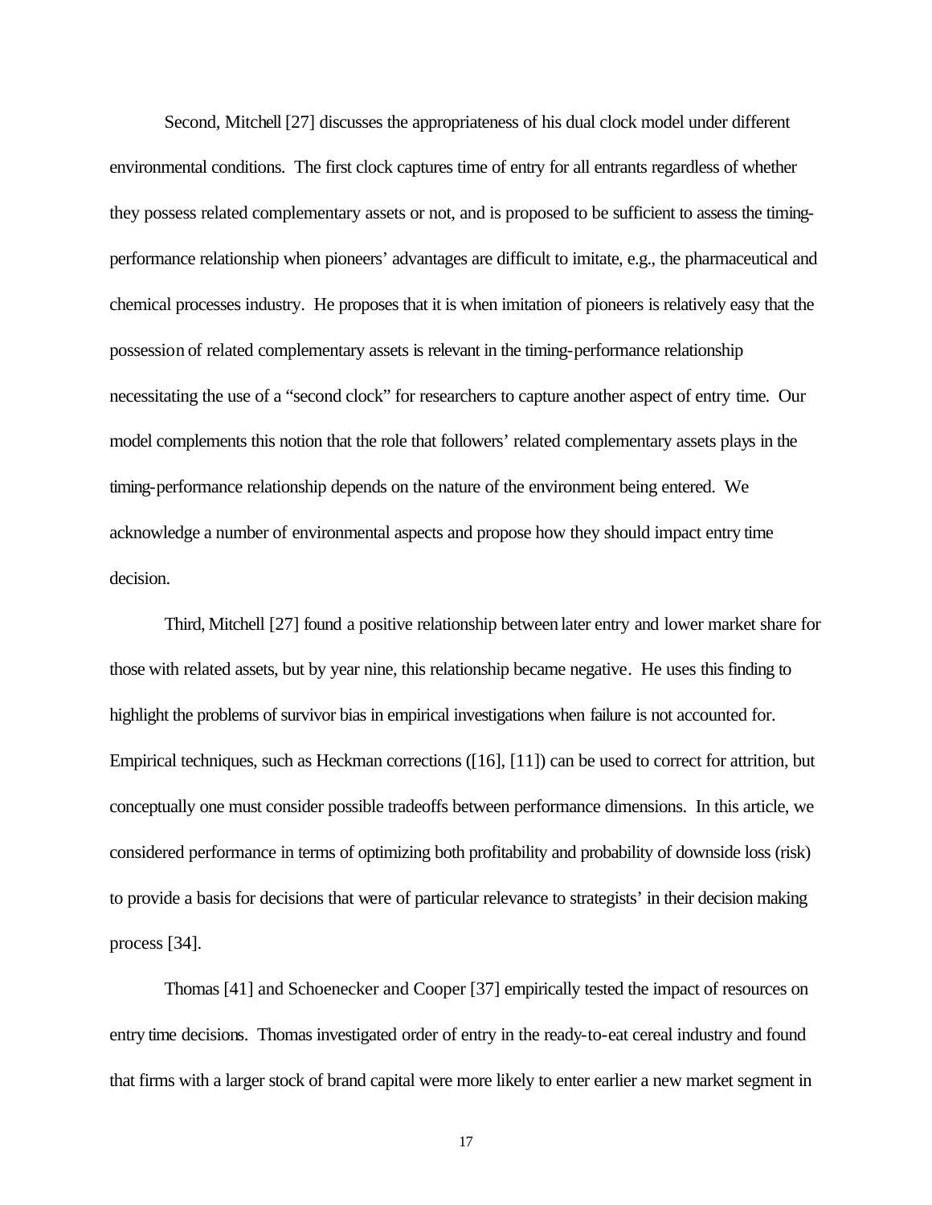Second, Mitchell [27] discusses the appropriateness of his dual clock model under different environmental conditions. The first clock captures time of entry for all entrants regardless of whether they possess related complementary assets or not, and is proposed to be sufficient to assess the timing-performance relationship when pioneers' advantages are difficult to imitate, e.g., the pharmaceutical and chemical processes industry. He proposes that it is when imitation of pioneers is relatively easy that the possession of related complementary assets is relevant in the timing-performance relationship necessitating the use of a "second clock" for researchers to capture another aspect of entry time. Our model complements this notion that the role that followers' related complementary assets plays in the timing-performance relationship depends on the nature of the environment being entered. We acknowledge a number of environmental aspects and propose how they should impact entry time decision.

Third, Mitchell [27] found a positive relationship between later entry and lower market share for those with related assets, but by year nine, this relationship became negative. He uses this finding to highlight the problems of survivor bias in empirical investigations when failure is not accounted for. Empirical techniques, such as Heckman corrections ([16], [11]) can be used to correct for attrition, but conceptually one must consider possible tradeoffs between performance dimensions. In this article, we considered performance in terms of optimizing both profitability and probability of downside loss (risk) to provide a basis for decisions that were of particular relevance to strategists' in their decision making process [34].

Thomas [41] and Schoenecker and Cooper [37] empirically tested the impact of resources on entry time decisions. Thomas investigated order of entry in the ready-to-eat cereal industry and found that firms with a larger stock of brand capital were more likely to enter earlier a new market segment in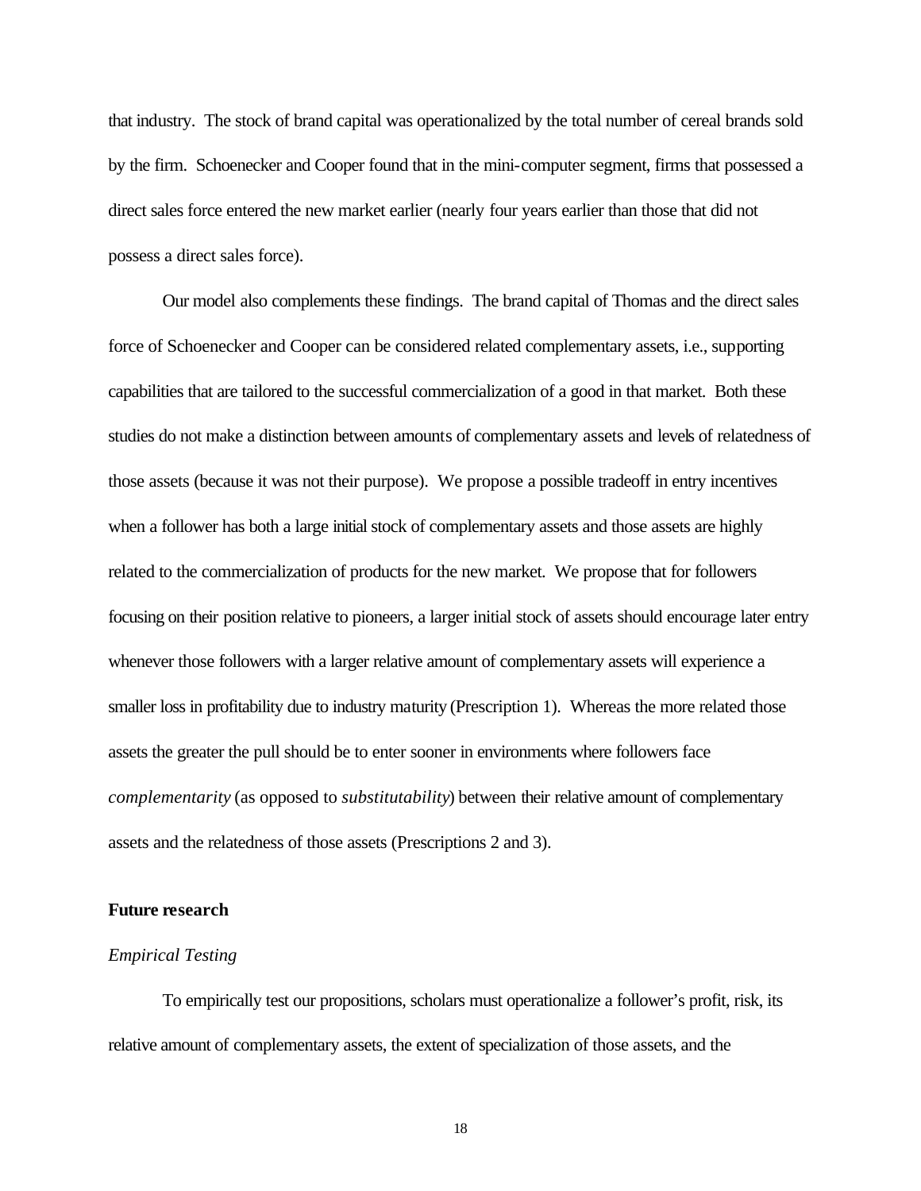that industry. The stock of brand capital was operationalized by the total number of cereal brands sold by the firm. Schoenecker and Cooper found that in the mini-computer segment, firms that possessed a direct sales force entered the new market earlier (nearly four years earlier than those that did not possess a direct sales force).

Our model also complements these findings. The brand capital of Thomas and the direct sales force of Schoenecker and Cooper can be considered related complementary assets, i.e., supporting capabilities that are tailored to the successful commercialization of a good in that market. Both these studies do not make a distinction between amounts of complementary assets and levels of relatedness of those assets (because it was not their purpose). We propose a possible tradeoff in entry incentives when a follower has both a large initial stock of complementary assets and those assets are highly related to the commercialization of products for the new market. We propose that for followers focusing on their position relative to pioneers, a larger initial stock of assets should encourage later entry whenever those followers with a larger relative amount of complementary assets will experience a smaller loss in profitability due to industry maturity (Prescription 1). Whereas the more related those assets the greater the pull should be to enter sooner in environments where followers face *complementarity* (as opposed to *substitutability*) between their relative amount of complementary assets and the relatedness of those assets (Prescriptions 2 and 3).

**Future research**

*Empirical Testing*

To empirically test our propositions, scholars must operationalize a follower's profit, risk, its relative amount of complementary assets, the extent of specialization of those assets, and the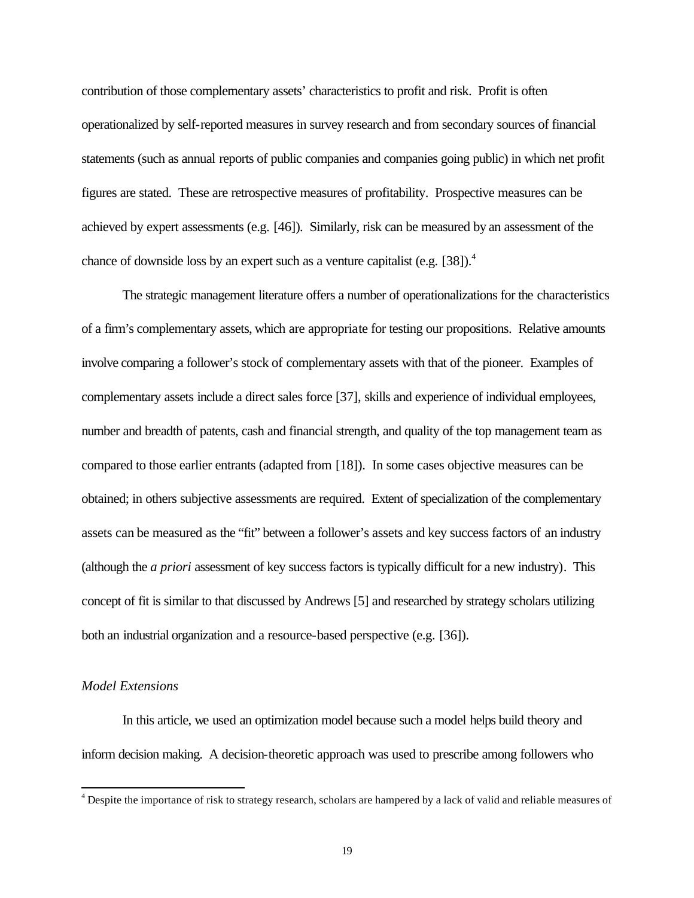contribution of those complementary assets' characteristics to profit and risk. Profit is often operationalized by self-reported measures in survey research and from secondary sources of financial statements (such as annual reports of public companies and companies going public) in which net profit figures are stated. These are retrospective measures of profitability. Prospective measures can be achieved by expert assessments (e.g. [46]). Similarly, risk can be measured by an assessment of the chance of downside loss by an expert such as a venture capitalist (e.g. [38]).[4]

The strategic management literature offers a number of operationalizations for the characteristics of a firm's complementary assets, which are appropriate for testing our propositions. Relative amounts involve comparing a follower's stock of complementary assets with that of the pioneer. Examples of complementary assets include a direct sales force [37], skills and experience of individual employees, number and breadth of patents, cash and financial strength, and quality of the top management team as compared to those earlier entrants (adapted from [18]). In some cases objective measures can be obtained; in others subjective assessments are required. Extent of specialization of the complementary assets can be measured as the "fit" between a follower's assets and key success factors of an industry (although the *a priori* assessment of key success factors is typically difficult for a new industry). This concept of fit is similar to that discussed by Andrews [5] and researched by strategy scholars utilizing both an industrial organization and a resource-based perspective (e.g. [36]).

*Model Extensions*

In this article, we used an optimization model because such a model helps build theory and inform decision making. A decision-theoretic approach was used to prescribe among followers who

[4] Despite the importance of risk to strategy research, scholars are hampered by a lack of valid and reliable measures of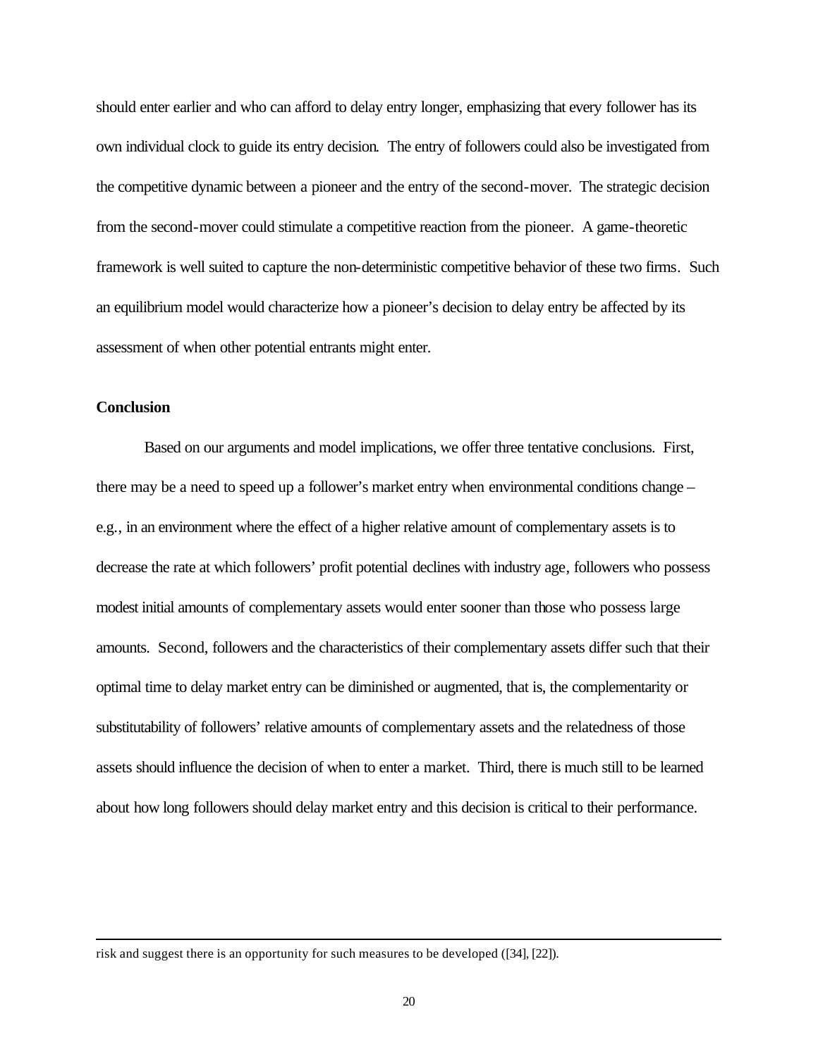should enter earlier and who can afford to delay entry longer, emphasizing that every follower has its own individual clock to guide its entry decision. The entry of followers could also be investigated from the competitive dynamic between a pioneer and the entry of the second-mover. The strategic decision from the second-mover could stimulate a competitive reaction from the pioneer. A game-theoretic framework is well suited to capture the non-deterministic competitive behavior of these two firms. Such an equilibrium model would characterize how a pioneer's decision to delay entry be affected by its assessment of when other potential entrants might enter.

**Conclusion**

Based on our arguments and model implications, we offer three tentative conclusions. First, there may be a need to speed up a follower's market entry when environmental conditions change – e.g., in an environment where the effect of a higher relative amount of complementary assets is to decrease the rate at which followers' profit potential declines with industry age, followers who possess modest initial amounts of complementary assets would enter sooner than those who possess large amounts. Second, followers and the characteristics of their complementary assets differ such that their optimal time to delay market entry can be diminished or augmented, that is, the complementarity or substitutability of followers' relative amounts of complementary assets and the relatedness of those assets should influence the decision of when to enter a market. Third, there is much still to be learned about how long followers should delay market entry and this decision is critical to their performance.

---

risk and suggest there is an opportunity for such measures to be developed ([34], [22]).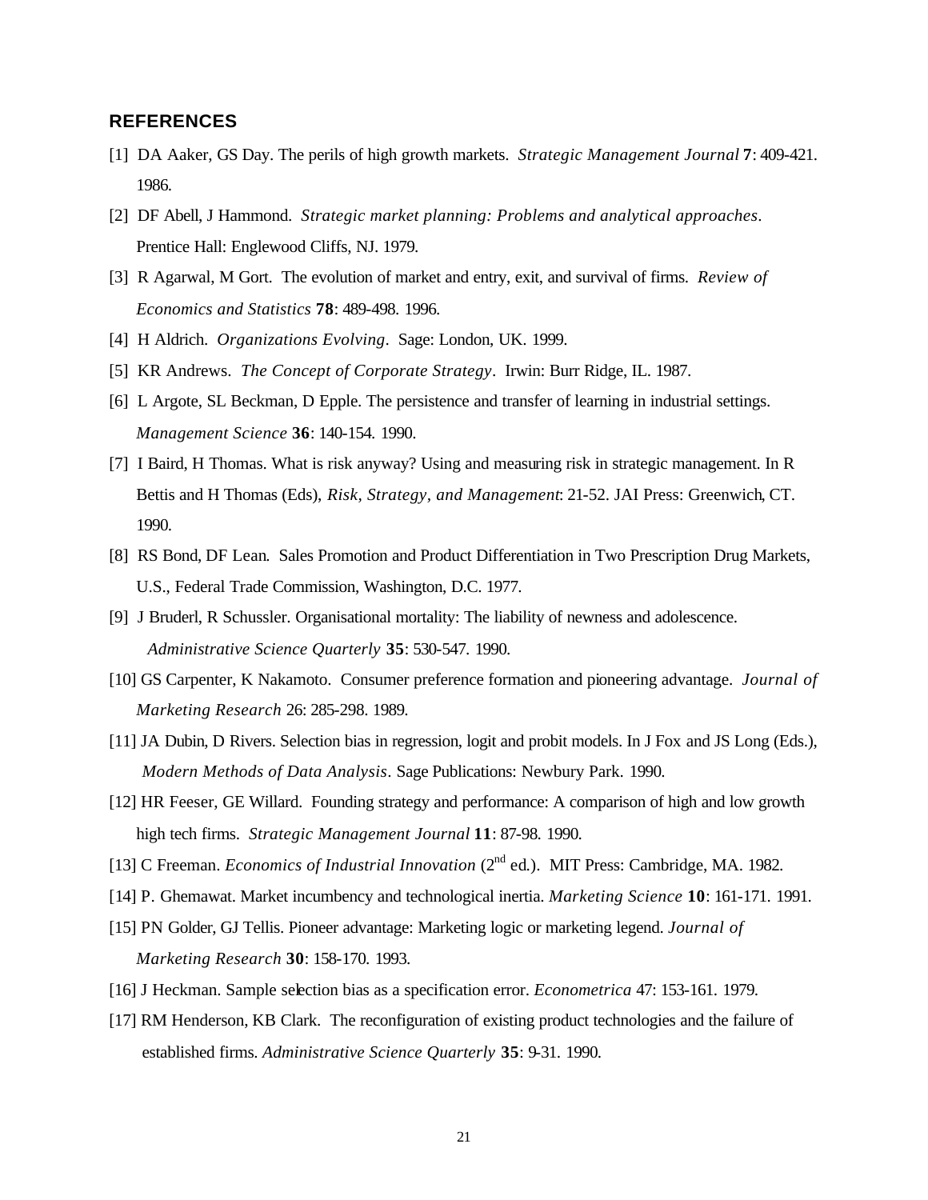## REFERENCES

[1] DA Aaker, GS Day. The perils of high growth markets. *Strategic Management Journal* **7**: 409-421. 1986.

[2] DF Abell, J Hammond. *Strategic market planning: Problems and analytical approaches*. Prentice Hall: Englewood Cliffs, NJ. 1979.

[3] R Agarwal, M Gort. The evolution of market and entry, exit, and survival of firms. *Review of Economics and Statistics* **78**: 489-498. 1996.

[4] H Aldrich. *Organizations Evolving*. Sage: London, UK. 1999.

[5] KR Andrews. *The Concept of Corporate Strategy*. Irwin: Burr Ridge, IL. 1987.

[6] L Argote, SL Beckman, D Epple. The persistence and transfer of learning in industrial settings. *Management Science* **36**: 140-154. 1990.

[7] I Baird, H Thomas. What is risk anyway? Using and measuring risk in strategic management. In R Bettis and H Thomas (Eds), *Risk, Strategy, and Management*: 21-52. JAI Press: Greenwich, CT. 1990.

[8] RS Bond, DF Lean. Sales Promotion and Product Differentiation in Two Prescription Drug Markets, U.S., Federal Trade Commission, Washington, D.C. 1977.

[9] J Bruderl, R Schussler. Organisational mortality: The liability of newness and adolescence. *Administrative Science Quarterly* **35**: 530-547. 1990.

[10] GS Carpenter, K Nakamoto. Consumer preference formation and pioneering advantage. *Journal of Marketing Research* 26: 285-298. 1989.

[11] JA Dubin, D Rivers. Selection bias in regression, logit and probit models. In J Fox and JS Long (Eds.), *Modern Methods of Data Analysis*. Sage Publications: Newbury Park. 1990.

[12] HR Feeser, GE Willard. Founding strategy and performance: A comparison of high and low growth high tech firms. *Strategic Management Journal* **11**: 87-98. 1990.

[13] C Freeman. *Economics of Industrial Innovation* (2nd ed.). MIT Press: Cambridge, MA. 1982.

[14] P. Ghemawat. Market incumbency and technological inertia. *Marketing Science* **10**: 161-171. 1991.

[15] PN Golder, GJ Tellis. Pioneer advantage: Marketing logic or marketing legend. *Journal of Marketing Research* **30**: 158-170. 1993.

[16] J Heckman. Sample selection bias as a specification error. *Econometrica* 47: 153-161. 1979.

[17] RM Henderson, KB Clark. The reconfiguration of existing product technologies and the failure of established firms. *Administrative Science Quarterly* **35**: 9-31. 1990.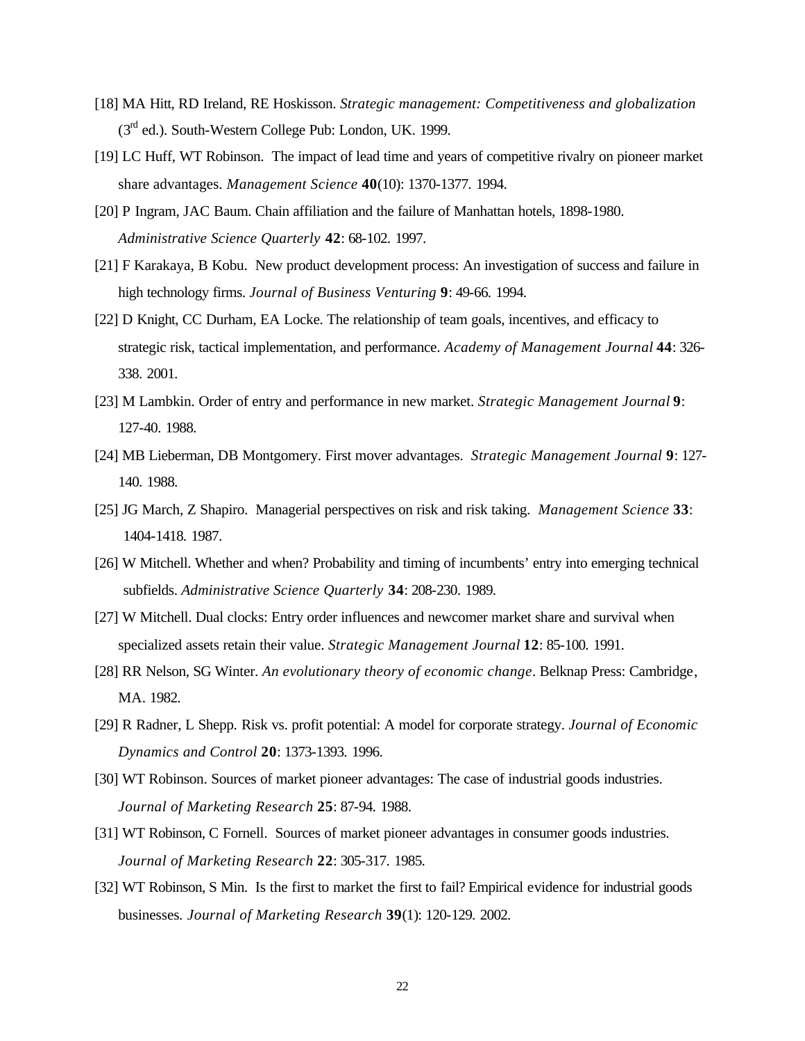[18] MA Hitt, RD Ireland, RE Hoskisson. *Strategic management: Competitiveness and globalization* (3rd ed.). South-Western College Pub: London, UK. 1999.

[19] LC Huff, WT Robinson. The impact of lead time and years of competitive rivalry on pioneer market share advantages. *Management Science* **40**(10): 1370-1377. 1994.

[20] P Ingram, JAC Baum. Chain affiliation and the failure of Manhattan hotels, 1898-1980. *Administrative Science Quarterly* **42**: 68-102. 1997.

[21] F Karakaya, B Kobu. New product development process: An investigation of success and failure in high technology firms. *Journal of Business Venturing* **9**: 49-66. 1994.

[22] D Knight, CC Durham, EA Locke. The relationship of team goals, incentives, and efficacy to strategic risk, tactical implementation, and performance. *Academy of Management Journal* **44**: 326-338. 2001.

[23] M Lambkin. Order of entry and performance in new market. *Strategic Management Journal* **9**: 127-40. 1988.

[24] MB Lieberman, DB Montgomery. First mover advantages. *Strategic Management Journal* **9**: 127-140. 1988.

[25] JG March, Z Shapiro. Managerial perspectives on risk and risk taking. *Management Science* **33**: 1404-1418. 1987.

[26] W Mitchell. Whether and when? Probability and timing of incumbents' entry into emerging technical subfields. *Administrative Science Quarterly* **34**: 208-230. 1989.

[27] W Mitchell. Dual clocks: Entry order influences and newcomer market share and survival when specialized assets retain their value. *Strategic Management Journal* **12**: 85-100. 1991.

[28] RR Nelson, SG Winter. *An evolutionary theory of economic change*. Belknap Press: Cambridge, MA. 1982.

[29] R Radner, L Shepp. Risk vs. profit potential: A model for corporate strategy. *Journal of Economic Dynamics and Control* **20**: 1373-1393. 1996.

[30] WT Robinson. Sources of market pioneer advantages: The case of industrial goods industries. *Journal of Marketing Research* **25**: 87-94. 1988.

[31] WT Robinson, C Fornell. Sources of market pioneer advantages in consumer goods industries. *Journal of Marketing Research* **22**: 305-317. 1985.

[32] WT Robinson, S Min. Is the first to market the first to fail? Empirical evidence for industrial goods businesses. *Journal of Marketing Research* **39**(1): 120-129. 2002.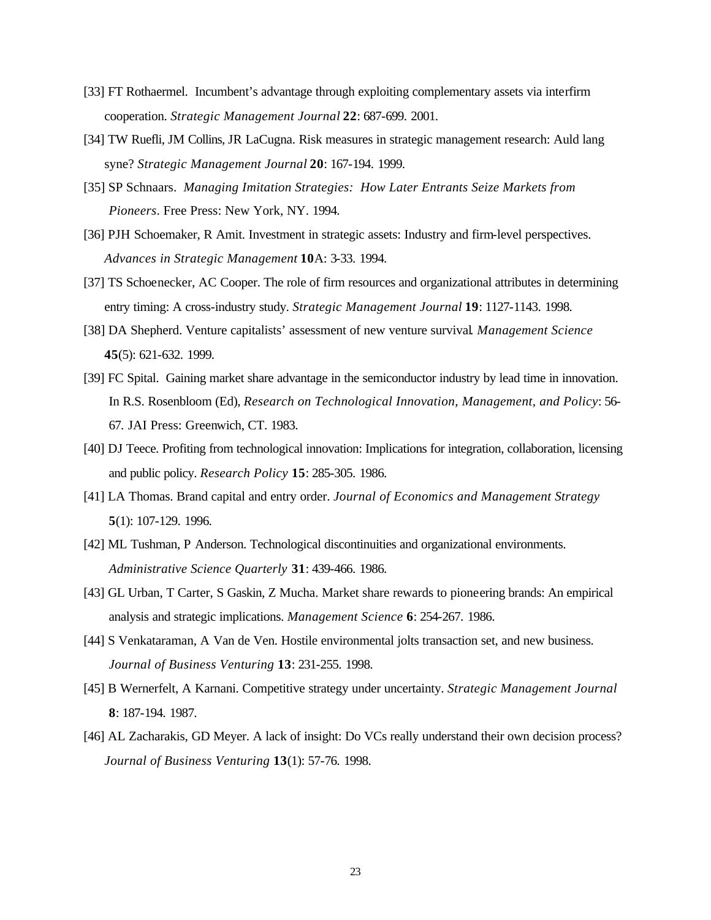[33] FT Rothaermel. Incumbent's advantage through exploiting complementary assets via interfirm cooperation. *Strategic Management Journal* **22**: 687-699. 2001.

[34] TW Ruefli, JM Collins, JR LaCugna. Risk measures in strategic management research: Auld lang syne? *Strategic Management Journal* **20**: 167-194. 1999.

[35] SP Schnaars. *Managing Imitation Strategies: How Later Entrants Seize Markets from Pioneers*. Free Press: New York, NY. 1994.

[36] PJH Schoemaker, R Amit. Investment in strategic assets: Industry and firm-level perspectives. *Advances in Strategic Management* **10**A: 3-33. 1994.

[37] TS Schoenecker, AC Cooper. The role of firm resources and organizational attributes in determining entry timing: A cross-industry study. *Strategic Management Journal* **19**: 1127-1143. 1998.

[38] DA Shepherd. Venture capitalists' assessment of new venture survival. *Management Science* **45**(5): 621-632. 1999.

[39] FC Spital. Gaining market share advantage in the semiconductor industry by lead time in innovation. In R.S. Rosenbloom (Ed), *Research on Technological Innovation, Management, and Policy*: 56-67. JAI Press: Greenwich, CT. 1983.

[40] DJ Teece. Profiting from technological innovation: Implications for integration, collaboration, licensing and public policy. *Research Policy* **15**: 285-305. 1986.

[41] LA Thomas. Brand capital and entry order. *Journal of Economics and Management Strategy* **5**(1): 107-129. 1996.

[42] ML Tushman, P Anderson. Technological discontinuities and organizational environments. *Administrative Science Quarterly* **31**: 439-466. 1986.

[43] GL Urban, T Carter, S Gaskin, Z Mucha. Market share rewards to pioneering brands: An empirical analysis and strategic implications. *Management Science* **6**: 254-267. 1986.

[44] S Venkataraman, A Van de Ven. Hostile environmental jolts transaction set, and new business. *Journal of Business Venturing* **13**: 231-255. 1998.

[45] B Wernerfelt, A Karnani. Competitive strategy under uncertainty. *Strategic Management Journal* **8**: 187-194. 1987.

[46] AL Zacharakis, GD Meyer. A lack of insight: Do VCs really understand their own decision process? *Journal of Business Venturing* **13**(1): 57-76. 1998.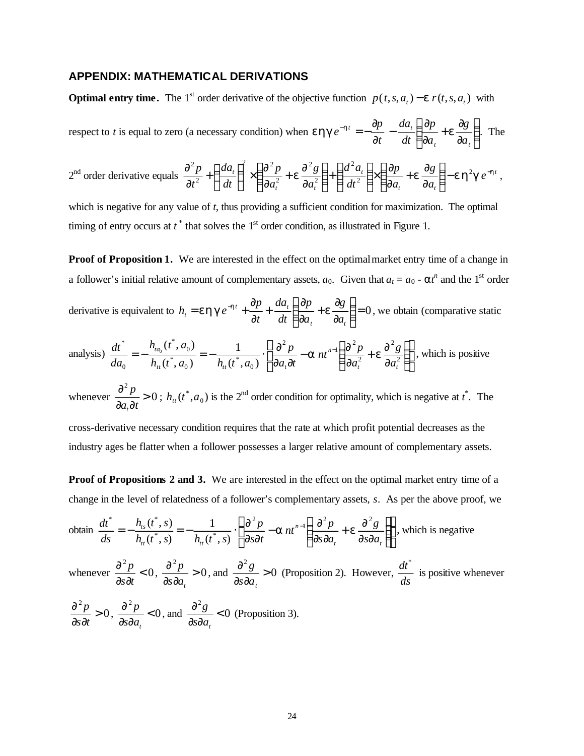### APPENDIX: MATHEMATICAL DERIVATIONS

**Optimal entry time.** The 1[st] order derivative of the objective function $p(t,s,a_t) - \varepsilon\, r(t,s,a_t)$ with respect to *t* is equal to zero (a necessary condition) when $\varepsilon\eta\gamma e^{-\eta t} = -\frac{\partial p}{\partial t} - \frac{da_t}{dt}\left(\frac{\partial p}{\partial a_t} + \varepsilon\frac{\partial g}{\partial a_t}\right)$. The 2[nd] order derivative equals $\frac{\partial^2 p}{\partial t^2} + \left(\frac{da_t}{dt}\right)^2 \times \left(\frac{\partial^2 p}{\partial a_t^2} + \varepsilon\frac{\partial^2 g}{\partial a_t^2}\right) + \left(\frac{d^2 a_t}{dt^2}\right) \times \left(\frac{\partial p}{\partial a_t} + \varepsilon\frac{\partial g}{\partial a_t}\right) - \varepsilon\eta^2\gamma e^{-\eta t}$, which is negative for any value of *t*, thus providing a sufficient condition for maximization. The optimal timing of entry occurs at $t^*$ that solves the 1[st] order condition, as illustrated in Figure 1.

**Proof of Proposition 1.** We are interested in the effect on the optimal market entry time of a change in a follower's initial relative amount of complementary assets, $a_0$. Given that $a_t = a_0 - \alpha t^n$ and the 1[st] order derivative is equivalent to $h_t = \varepsilon\eta\gamma e^{-\eta t} + \frac{\partial p}{\partial t} + \frac{da_t}{dt}\left(\frac{\partial p}{\partial a_t} + \varepsilon\frac{\partial g}{\partial a_t}\right) = 0$, we obtain (comparative static analysis) $\frac{dt^*}{da_0} = -\frac{h_{ta_0}(t^*, a_0)}{h_{tt}(t^*, a_0)} = -\frac{1}{h_{tt}(t^*, a_0)} \cdot \left(\frac{\partial^2 p}{\partial a_t \partial t} - \alpha n t^{n-1}\left(\frac{\partial^2 p}{\partial a_t^2} + \varepsilon\frac{\partial^2 g}{\partial a_t^2}\right)\right)$, which is positive whenever $\frac{\partial^2 p}{\partial a_t \partial t} > 0$; $h_{tt}(t^*, a_0)$ is the 2[nd] order condition for optimality, which is negative at $t^*$. The cross-derivative necessary condition requires that the rate at which profit potential decreases as the industry ages be flatter when a follower possesses a larger relative amount of complementary assets.

**Proof of Propositions 2 and 3.** We are interested in the effect on the optimal market entry time of a change in the level of relatedness of a follower's complementary assets, *s*. As per the above proof, we obtain $\frac{dt^*}{ds} = -\frac{h_{ts}(t^*, s)}{h_{tt}(t^*, s)} = -\frac{1}{h_{tt}(t^*, s)} \cdot \left(\frac{\partial^2 p}{\partial s \partial t} - \alpha n t^{n-1}\left(\frac{\partial^2 p}{\partial s \partial a_t} + \varepsilon\frac{\partial^2 g}{\partial s \partial a_t}\right)\right)$, which is negative whenever $\frac{\partial^2 p}{\partial s \partial t} < 0$, $\frac{\partial^2 p}{\partial s \partial a_t} > 0$, and $\frac{\partial^2 g}{\partial s \partial a_t} > 0$ (Proposition 2). However, $\frac{dt^*}{ds}$ is positive whenever $\frac{\partial^2 p}{\partial s \partial t} > 0$, $\frac{\partial^2 p}{\partial s \partial a_t} < 0$, and $\frac{\partial^2 g}{\partial s \partial a_t} < 0$ (Proposition 3).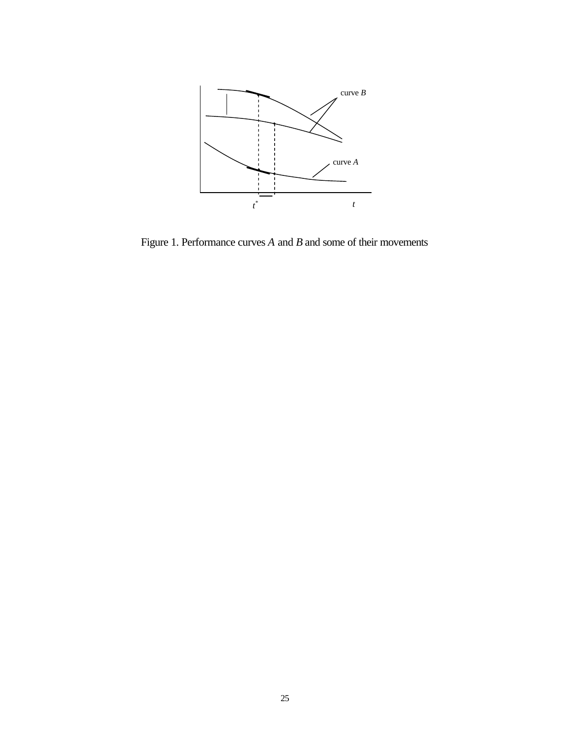Figure 1. Performance curves $A$ and $B$ and some of their movements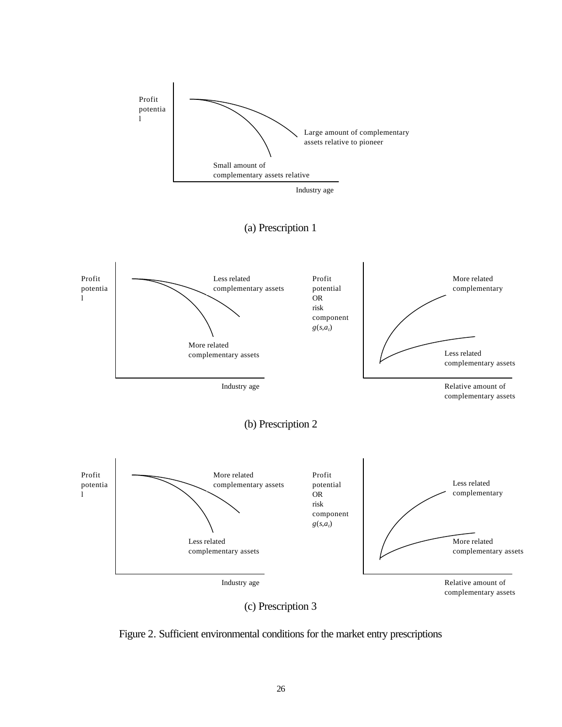Profit potential

Large amount of complementary assets relative to pioneer

Small amount of complementary assets relative

Industry age

(a) Prescription 1

Profit potential

Less related complementary assets

More related complementary assets

Industry age

Profit potential OR risk component $g(s,a_t)$

More related complementary

Less related complementary assets

Relative amount of complementary assets

(b) Prescription 2

Profit potential

More related complementary assets

Less related complementary assets

Industry age

Profit potential OR risk component $g(s,a_t)$

Less related complementary

More related complementary assets

Relative amount of complementary assets

(c) Prescription 3

Figure 2. Sufficient environmental conditions for the market entry prescriptions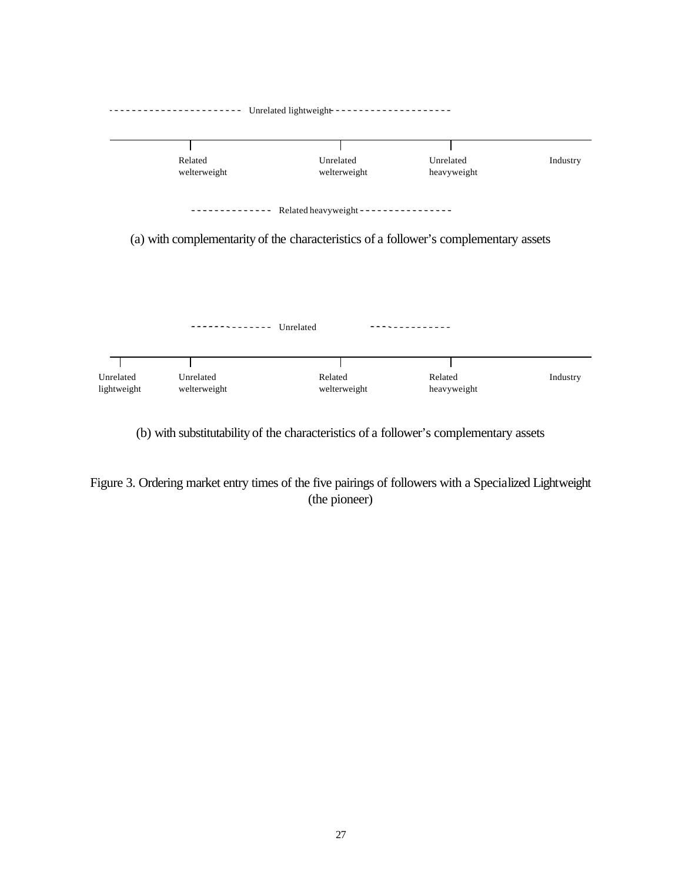Unrelated lightweight

Related welterweight

Unrelated welterweight

Unrelated heavyweight

Industry

Related heavyweight

(a) with complementarity of the characteristics of a follower's complementary assets

Unrelated

Unrelated lightweight

Unrelated welterweight

Related welterweight

Related heavyweight

Industry

(b) with substitutability of the characteristics of a follower's complementary assets

Figure 3. Ordering market entry times of the five pairings of followers with a Specialized Lightweight (the pioneer)